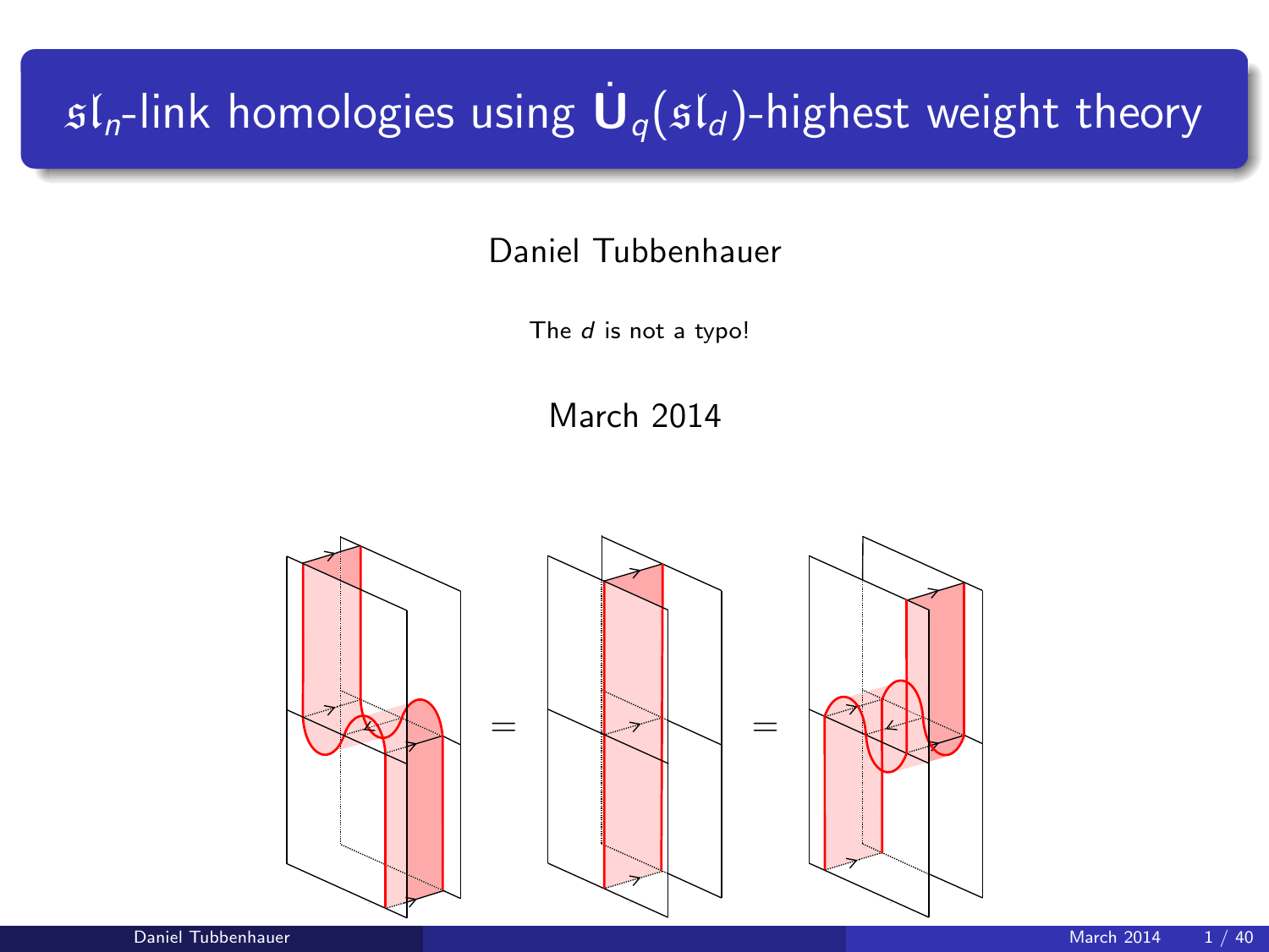# $\mathfrak{sl}_n$-link homologies using $\dot{\mathbf{U}}_q(\mathfrak{sl}_d)$-highest weight theory

Daniel Tubbenhauer

The $d$ is not a typo!

March 2014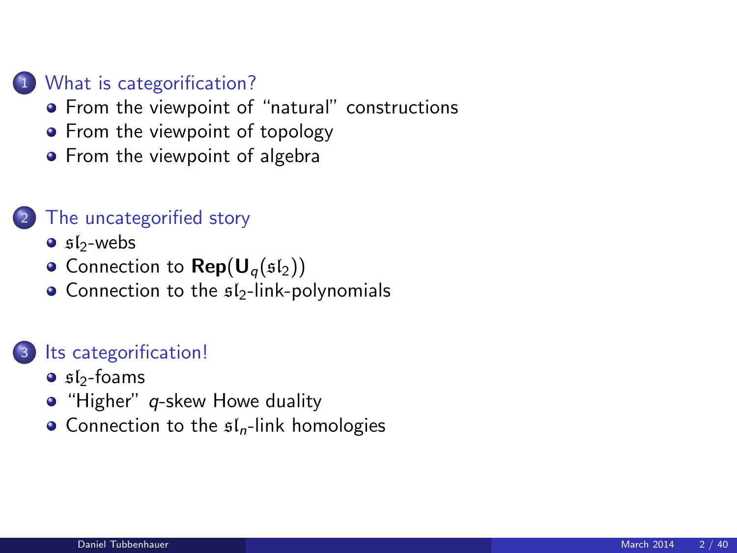1. What is categorification?
   - From the viewpoint of “natural” constructions
   - From the viewpoint of topology
   - From the viewpoint of algebra

2. The uncategorified story
   - $\mathfrak{sl}_2$-webs
   - Connection to $\mathbf{Rep}(\mathbf{U}_q(\mathfrak{sl}_2))$
   - Connection to the $\mathfrak{sl}_2$-link-polynomials

3. Its categorification!
   - $\mathfrak{sl}_2$-foams
   - “Higher” $q$-skew Howe duality
   - Connection to the $\mathfrak{sl}_n$-link homologies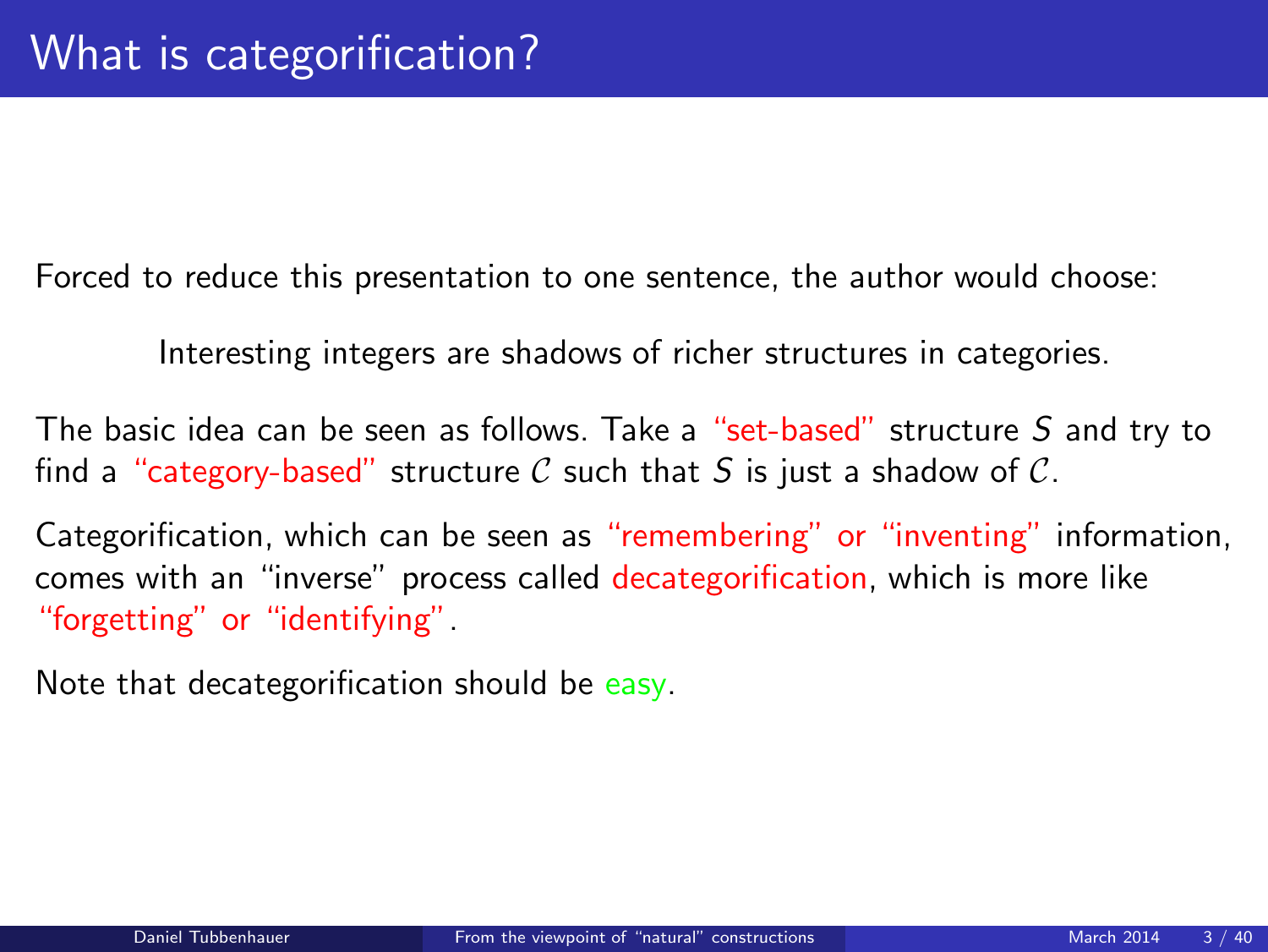# What is categorification?

Forced to reduce this presentation to one sentence, the author would choose:

Interesting integers are shadows of richer structures in categories.

The basic idea can be seen as follows. Take a "set-based" structure $S$ and try to find a "category-based" structure $\mathcal{C}$ such that $S$ is just a shadow of $\mathcal{C}$.

Categorification, which can be seen as "remembering" or "inventing" information, comes with an "inverse" process called decategorification, which is more like "forgetting" or "identifying".

Note that decategorification should be easy.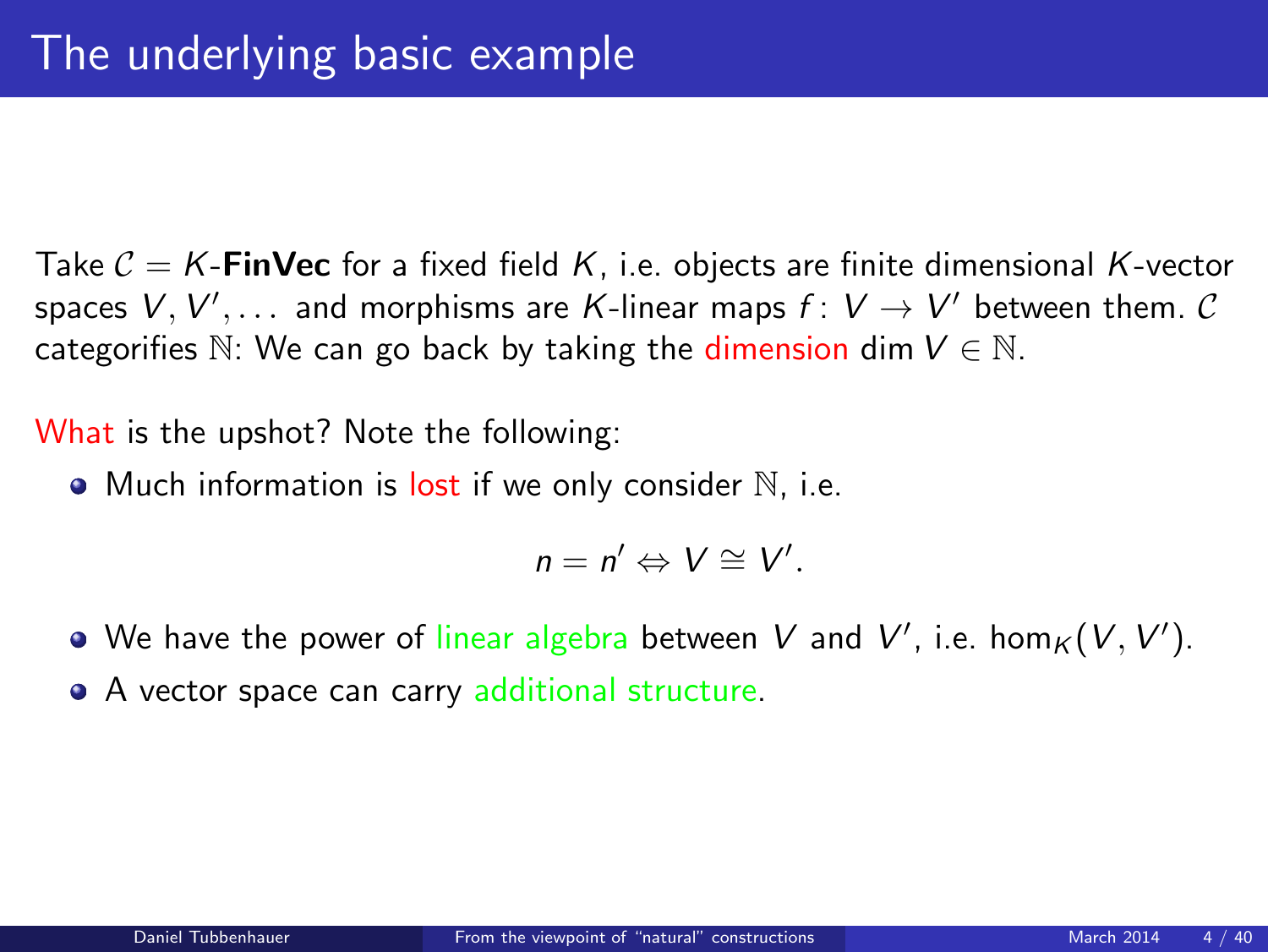# The underlying basic example

Take $\mathcal{C} = K$-**FinVec** for a fixed field $K$, i.e. objects are finite dimensional $K$-vector spaces $V, V', \ldots$ and morphisms are $K$-linear maps $f\colon V \to V'$ between them. $\mathcal{C}$ categorifies $\mathbb{N}$: We can go back by taking the dimension $\dim V \in \mathbb{N}$.

What is the upshot? Note the following:

- Much information is lost if we only consider $\mathbb{N}$, i.e.

$$n = n' \Leftrightarrow V \cong V'.$$

- We have the power of linear algebra between $V$ and $V'$, i.e. $\hom_K(V, V')$.
- A vector space can carry additional structure.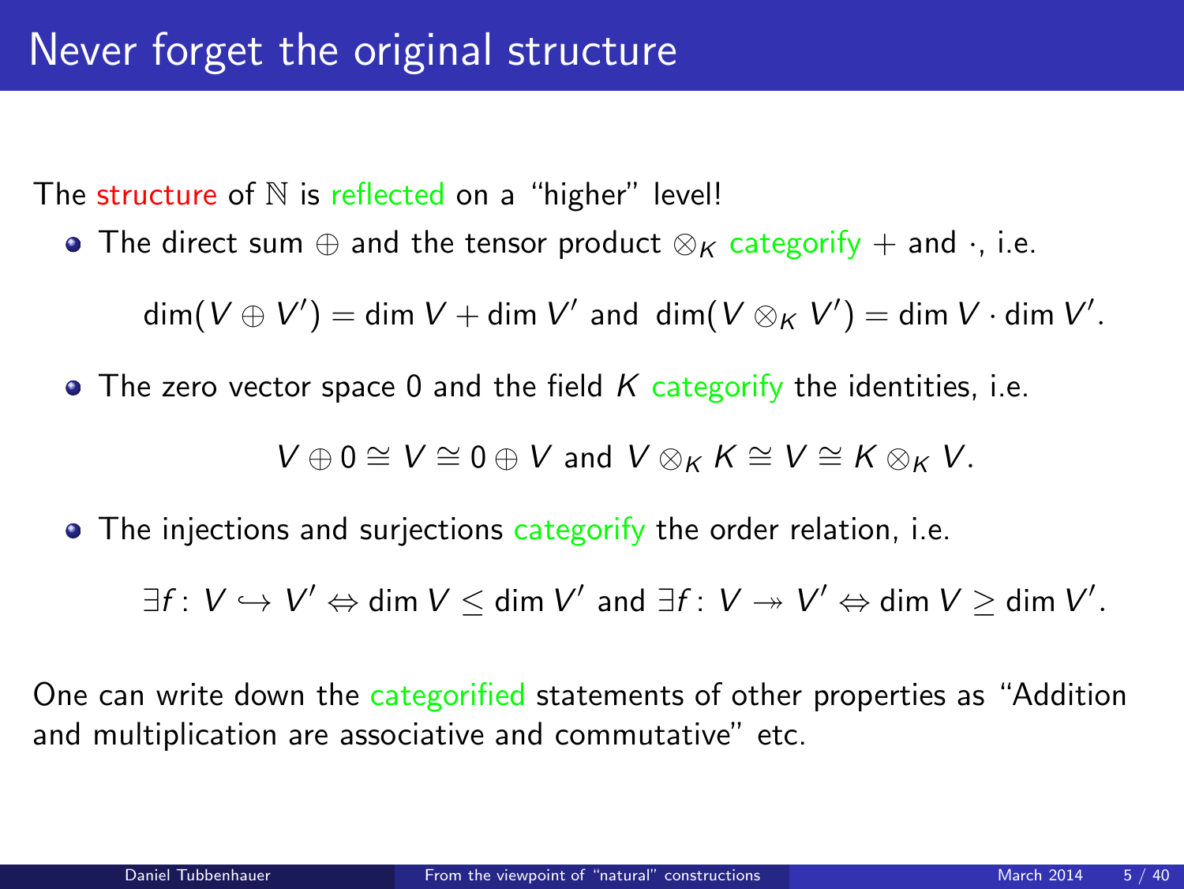# Never forget the original structure

The structure of $\mathbb{N}$ is reflected on a "higher" level!

- The direct sum $\oplus$ and the tensor product $\otimes_K$ categorify $+$ and $\cdot$, i.e.

$$\dim(V \oplus V') = \dim V + \dim V' \text{ and } \dim(V \otimes_K V') = \dim V \cdot \dim V'.$$

- The zero vector space 0 and the field $K$ categorify the identities, i.e.

$$V \oplus 0 \cong V \cong 0 \oplus V \text{ and } V \otimes_K K \cong V \cong K \otimes_K V.$$

- The injections and surjections categorify the order relation, i.e.

$$\exists f \colon V \hookrightarrow V' \Leftrightarrow \dim V \leq \dim V' \text{ and } \exists f \colon V \twoheadrightarrow V' \Leftrightarrow \dim V \geq \dim V'.$$

One can write down the categorified statements of other properties as "Addition and multiplication are associative and commutative" etc.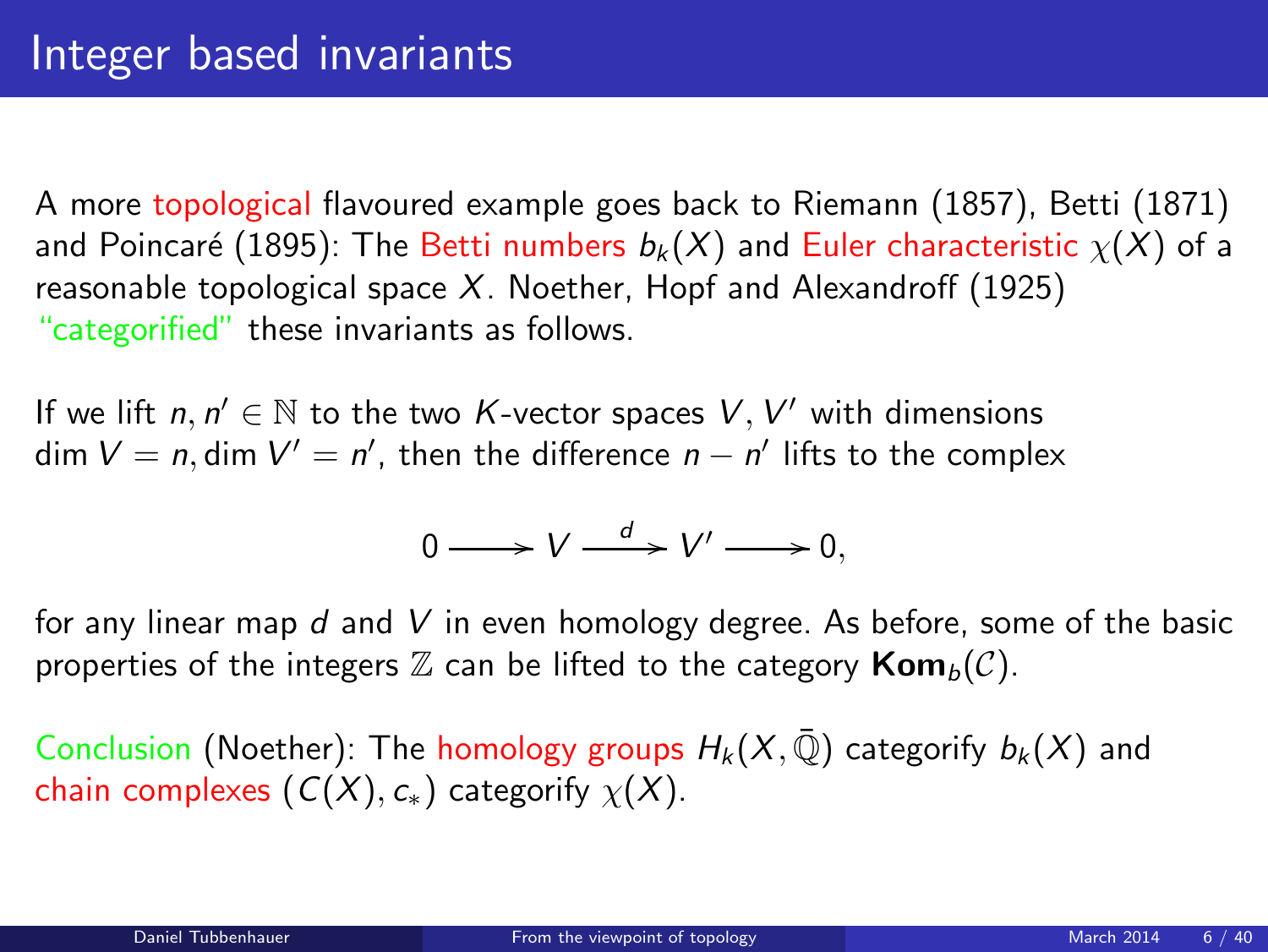# Integer based invariants

A more topological flavoured example goes back to Riemann (1857), Betti (1871) and Poincaré (1895): The Betti numbers $b_k(X)$ and Euler characteristic $\chi(X)$ of a reasonable topological space $X$. Noether, Hopf and Alexandroff (1925) "categorified" these invariants as follows.

If we lift $n, n' \in \mathbb{N}$ to the two $K$-vector spaces $V, V'$ with dimensions $\dim V = n, \dim V' = n'$, then the difference $n - n'$ lifts to the complex

$$0 \longrightarrow V \xrightarrow{d} V' \longrightarrow 0,$$

for any linear map $d$ and $V$ in even homology degree. As before, some of the basic properties of the integers $\mathbb{Z}$ can be lifted to the category $\mathbf{Kom}_b(\mathcal{C})$.

Conclusion (Noether): The homology groups $H_k(X, \bar{\mathbb{Q}})$ categorify $b_k(X)$ and chain complexes $(C(X), c_*)$ categorify $\chi(X)$.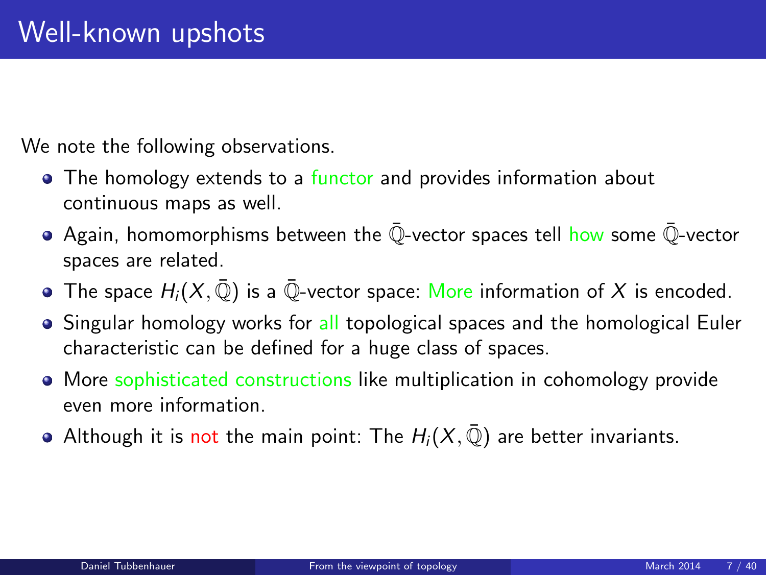# Well-known upshots

We note the following observations.

- The homology extends to a functor and provides information about continuous maps as well.
- Again, homomorphisms between the $\bar{\mathbb{Q}}$-vector spaces tell how some $\bar{\mathbb{Q}}$-vector spaces are related.
- The space $H_i(X, \bar{\mathbb{Q}})$ is a $\bar{\mathbb{Q}}$-vector space: More information of $X$ is encoded.
- Singular homology works for all topological spaces and the homological Euler characteristic can be defined for a huge class of spaces.
- More sophisticated constructions like multiplication in cohomology provide even more information.
- Although it is not the main point: The $H_i(X, \bar{\mathbb{Q}})$ are better invariants.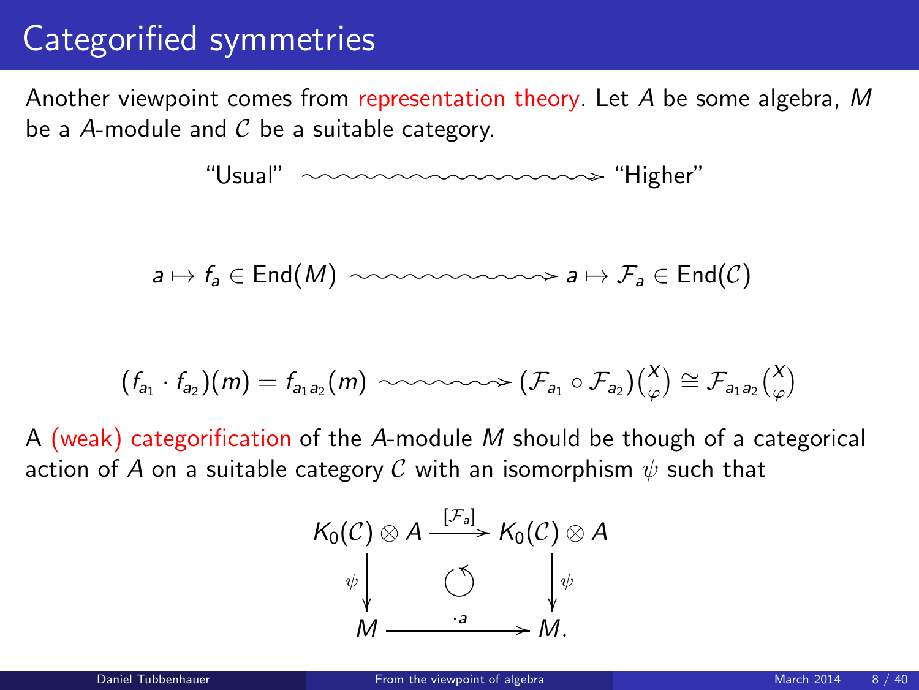# Categorified symmetries

Another viewpoint comes from representation theory. Let $A$ be some algebra, $M$ be a $A$-module and $\mathcal{C}$ be a suitable category.

$$\text{"Usual"} \rightsquigarrow \text{"Higher"}$$

$$a \mapsto f_a \in \mathrm{End}(M) \rightsquigarrow a \mapsto \mathcal{F}_a \in \mathrm{End}(\mathcal{C})$$

$$(f_{a_1} \cdot f_{a_2})(m) = f_{a_1 a_2}(m) \rightsquigarrow (\mathcal{F}_{a_1} \circ \mathcal{F}_{a_2})\binom{X}{\varphi} \cong \mathcal{F}_{a_1 a_2}\binom{X}{\varphi}$$

A (weak) categorification of the $A$-module $M$ should be though of a categorical action of $A$ on a suitable category $\mathcal{C}$ with an isomorphism $\psi$ such that

$$\begin{array}{ccc} K_0(\mathcal{C}) \otimes A & \xrightarrow{[\mathcal{F}_a]} & K_0(\mathcal{C}) \otimes A \\ \psi \downarrow & \circlearrowleft & \downarrow \psi \\ M & \xrightarrow{\cdot a} & M. \end{array}$$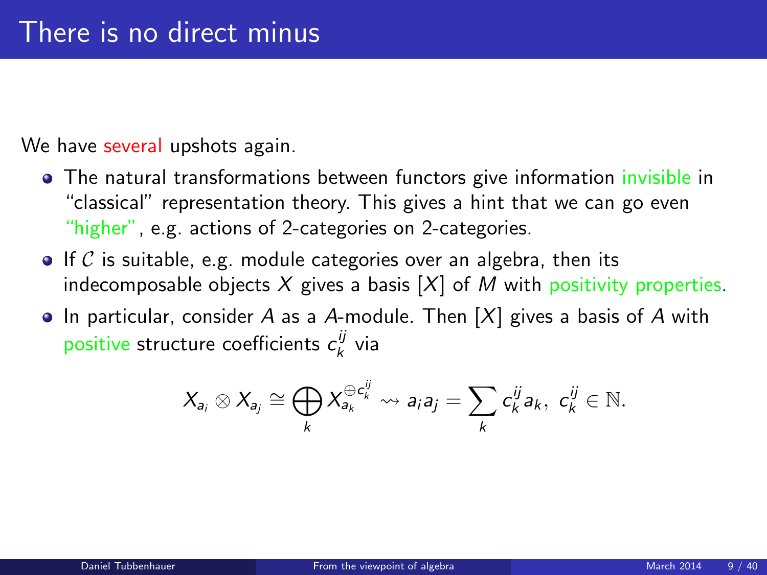# There is no direct minus

We have several upshots again.

- The natural transformations between functors give information invisible in "classical" representation theory. This gives a hint that we can go even "higher", e.g. actions of 2-categories on 2-categories.
- If $\mathcal{C}$ is suitable, e.g. module categories over an algebra, then its indecomposable objects $X$ gives a basis $[X]$ of $M$ with positivity properties.
- In particular, consider $A$ as a $A$-module. Then $[X]$ gives a basis of $A$ with positive structure coefficients $c_k^{ij}$ via

$$X_{a_i} \otimes X_{a_j} \cong \bigoplus_k X_{a_k}^{\oplus c_k^{ij}} \rightsquigarrow a_i a_j = \sum_k c_k^{ij} a_k,\ c_k^{ij} \in \mathbb{N}.$$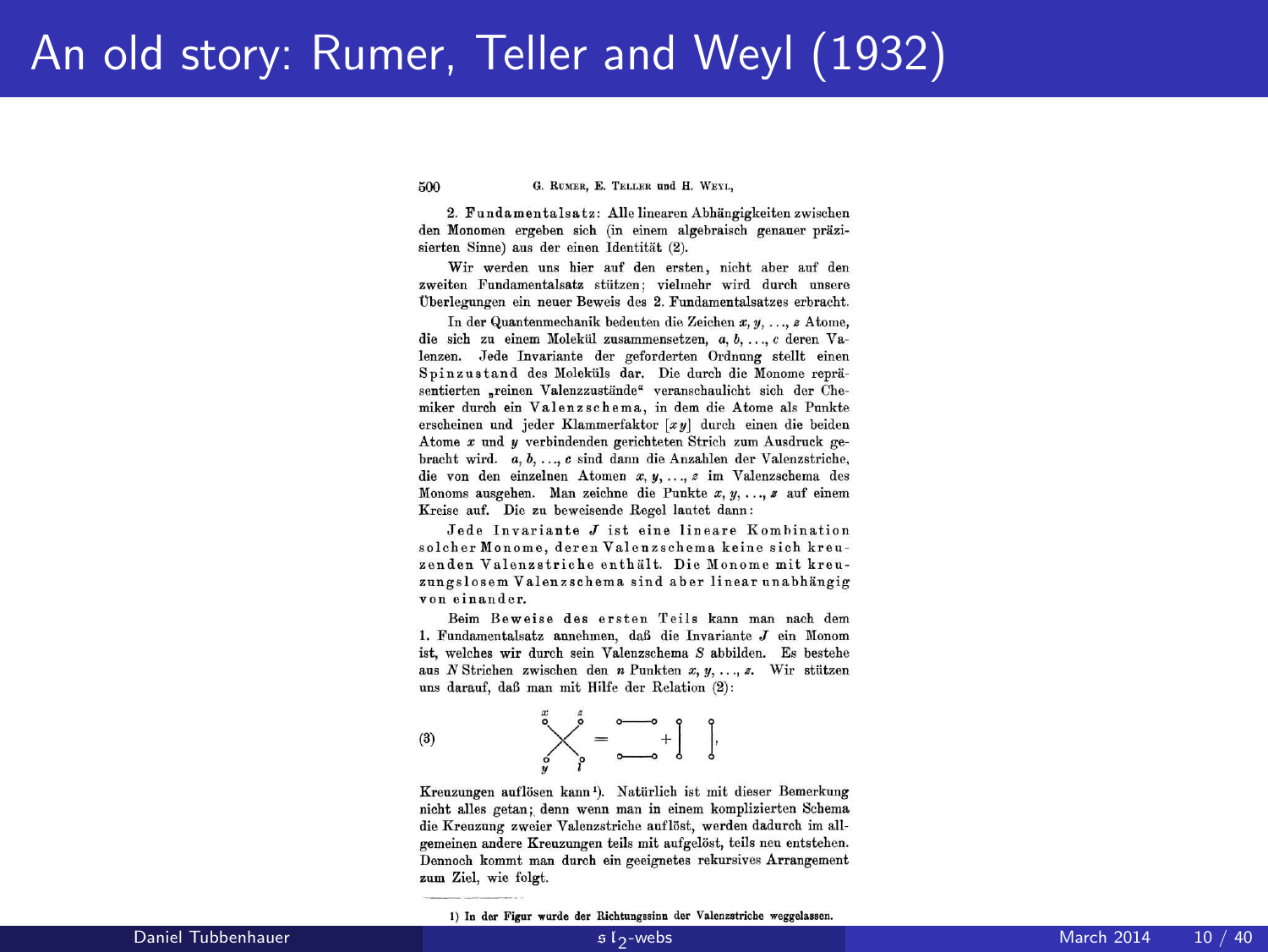# An old story: Rumer, Teller and Weyl (1932)

2. **Fundamentalsatz**: Alle linearen Abhängigkeiten zwischen den Monomen ergeben sich (in einem algebraisch genauer präzisierten Sinne) aus der einen Identität (2).

Wir werden uns hier auf den ersten, nicht aber auf den zweiten Fundamentalsatz stützen; vielmehr wird durch unsere Überlegungen ein neuer Beweis des 2. Fundamentalsatzes erbracht.

In der Quantenmechanik bedeuten die Zeichen $x, y, \ldots, z$ Atome, die sich zu einem Molekül zusammensetzen, $a, b, \ldots, c$ deren Valenzen. Jede Invariante der geforderten Ordnung stellt einen Spinzustand des Moleküls dar. Die durch die Monome repräsentierten „reinen Valenzzustände" veranschaulicht sich der Chemiker durch ein Valenzschema, in dem die Atome als Punkte erscheinen und jeder Klammerfaktor $[xy]$ durch einen die beiden Atome $x$ und $y$ verbindenden gerichteten Strich zum Ausdruck gebracht wird. $a, b, \ldots, c$ sind dann die Anzahlen der Valenzstriche, die von den einzelnen Atomen $x, y, \ldots, z$ im Valenzschema des Monoms ausgehen. Man zeichne die Punkte $x, y, \ldots, z$ auf einem Kreise auf. Die zu beweisende Regel lautet dann:

Jede Invariante $J$ ist eine lineare Kombination solcher Monome, deren Valenzschema keine sich kreuzenden Valenzstriche enthält. Die Monome mit kreuzungslosem Valenzschema sind aber linear unabhängig von einander.

Beim Beweise des ersten Teils kann man nach dem 1. Fundamentalsatz annehmen, daß die Invariante $J$ ein Monom ist, welches wir durch sein Valenzschema $S$ abbilden. Es bestehe aus $N$ Strichen zwischen den $n$ Punkten $x, y, \ldots, z$. Wir stützen uns darauf, daß man mit Hilfe der Relation (2):

(3) [diagram: crossing of strokes between $x$, $z$ (top) and $y$, $t$ (bottom) equals two horizontal strokes plus two vertical strokes]

Kreuzungen auflösen kann[1]). Natürlich ist mit dieser Bemerkung nicht alles getan; denn wenn man in einem komplizierten Schema die Kreuzung zweier Valenzstriche auflöst, werden dadurch im allgemeinen andere Kreuzungen teils mit aufgelöst, teils neu entstehen. Dennoch kommt man durch ein geeignetes rekursives Arrangement zum Ziel, wie folgt.

[1]) In der Figur wurde der Richtungssinn der Valenzstriche weggelassen.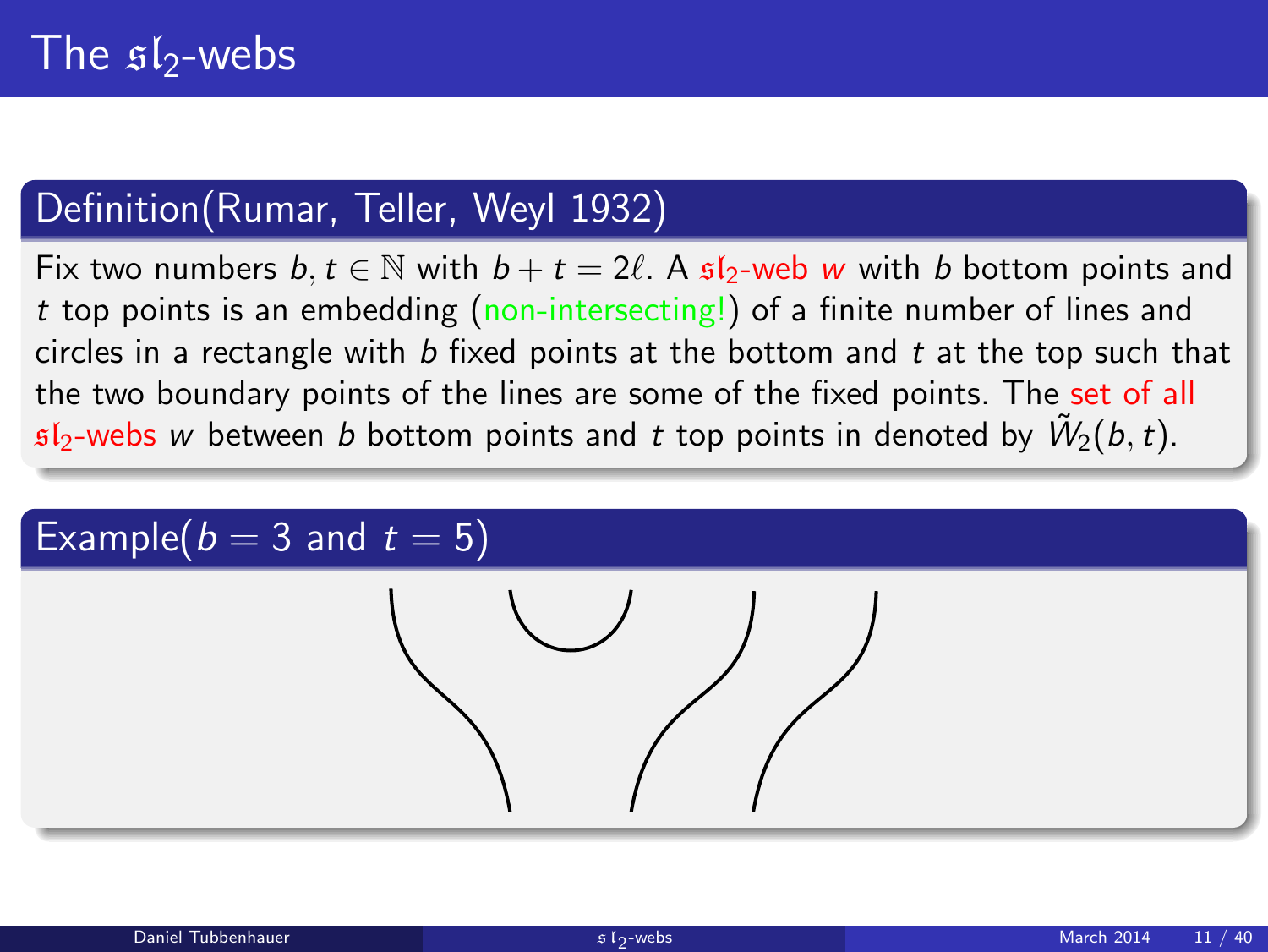# The $\mathfrak{sl}_2$-webs

## Definition(Rumar, Teller, Weyl 1932)

Fix two numbers $b, t \in \mathbb{N}$ with $b + t = 2\ell$. A $\mathfrak{sl}_2$-web $w$ with $b$ bottom points and $t$ top points is an embedding (non-intersecting!) of a finite number of lines and circles in a rectangle with $b$ fixed points at the bottom and $t$ at the top such that the two boundary points of the lines are some of the fixed points. The set of all $\mathfrak{sl}_2$-webs $w$ between $b$ bottom points and $t$ top points in denoted by $\tilde{W}_2(b, t)$.

## Example($b = 3$ and $t = 5$)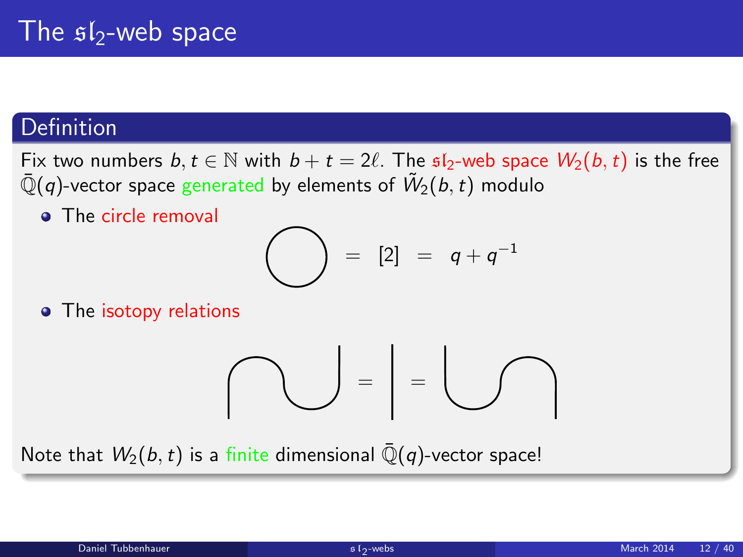# The $\mathfrak{sl}_2$-web space

## Definition

Fix two numbers $b, t \in \mathbb{N}$ with $b + t = 2\ell$. The $\mathfrak{sl}_2$-web space $W_2(b,t)$ is the free $\bar{\mathbb{Q}}(q)$-vector space generated by elements of $\tilde{W}_2(b,t)$ modulo

- The circle removal

$$\bigcirc = [2] = q + q^{-1}$$

- The isotopy relations

Note that $W_2(b,t)$ is a finite dimensional $\bar{\mathbb{Q}}(q)$-vector space!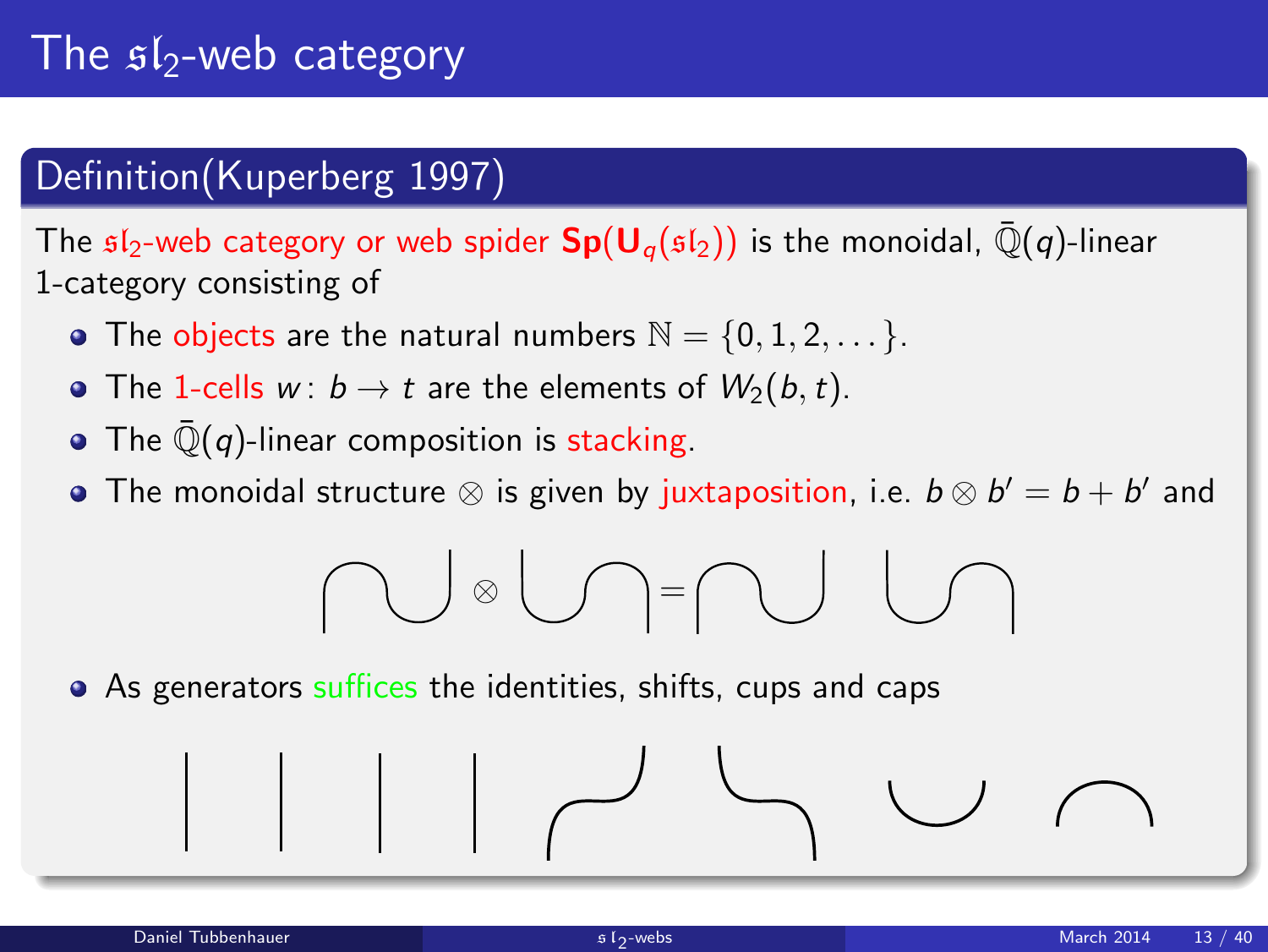# The $\mathfrak{sl}_2$-web category

## Definition(Kuperberg 1997)

The $\mathfrak{sl}_2$-web category or web spider $\mathbf{Sp}(\mathbf{U}_q(\mathfrak{sl}_2))$ is the monoidal, $\bar{\mathbb{Q}}(q)$-linear 1-category consisting of

- The objects are the natural numbers $\mathbb{N} = \{0, 1, 2, \ldots\}$.
- The 1-cells $w \colon b \to t$ are the elements of $W_2(b, t)$.
- The $\bar{\mathbb{Q}}(q)$-linear composition is stacking.
- The monoidal structure $\otimes$ is given by juxtaposition, i.e. $b \otimes b' = b + b'$ and
- As generators suffices the identities, shifts, cups and caps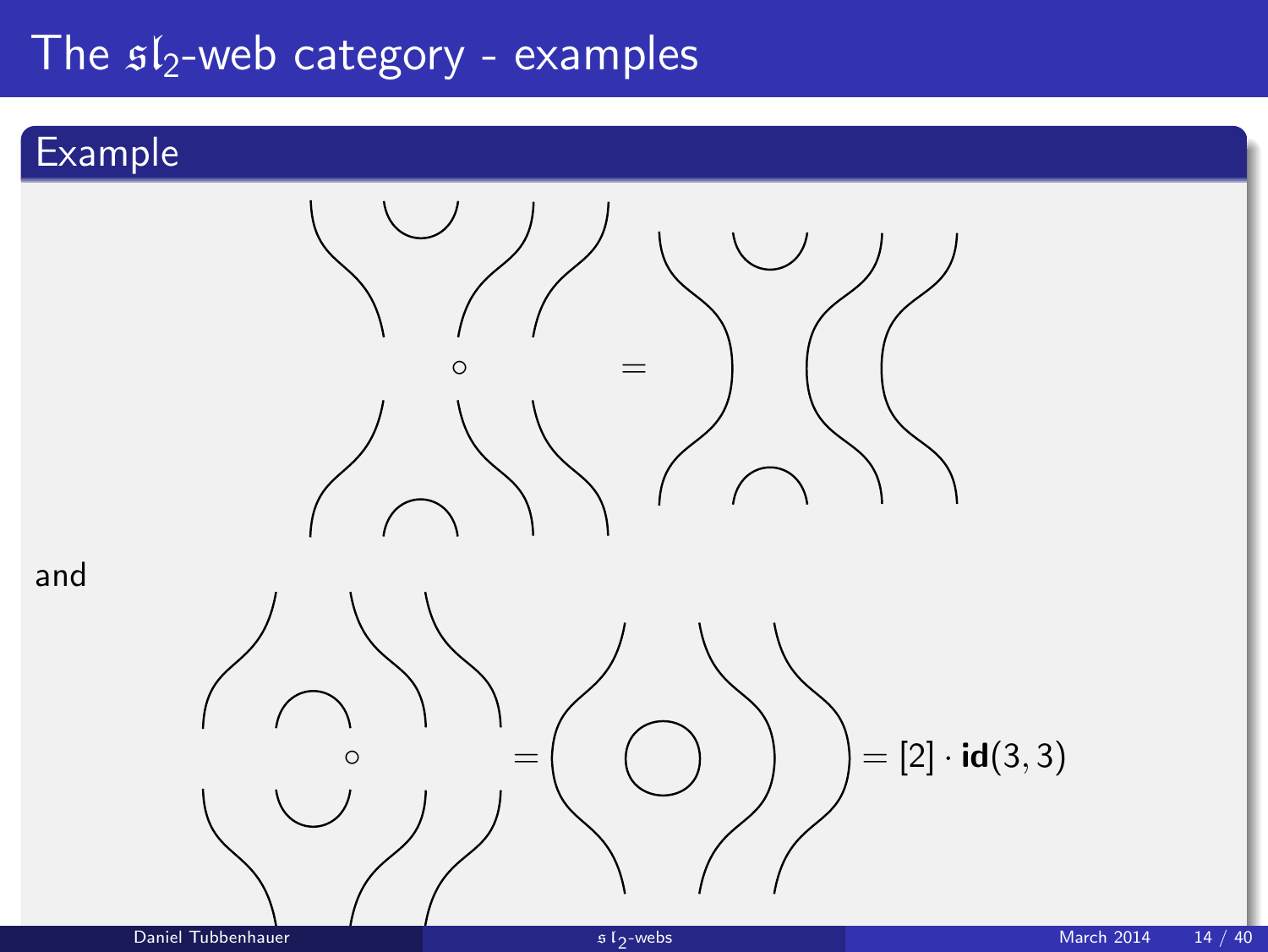# The $\mathfrak{sl}_2$-web category - examples

## Example

$\circ$ $=$

and

$\circ$ $=$ $= [2] \cdot \mathbf{id}(3,3)$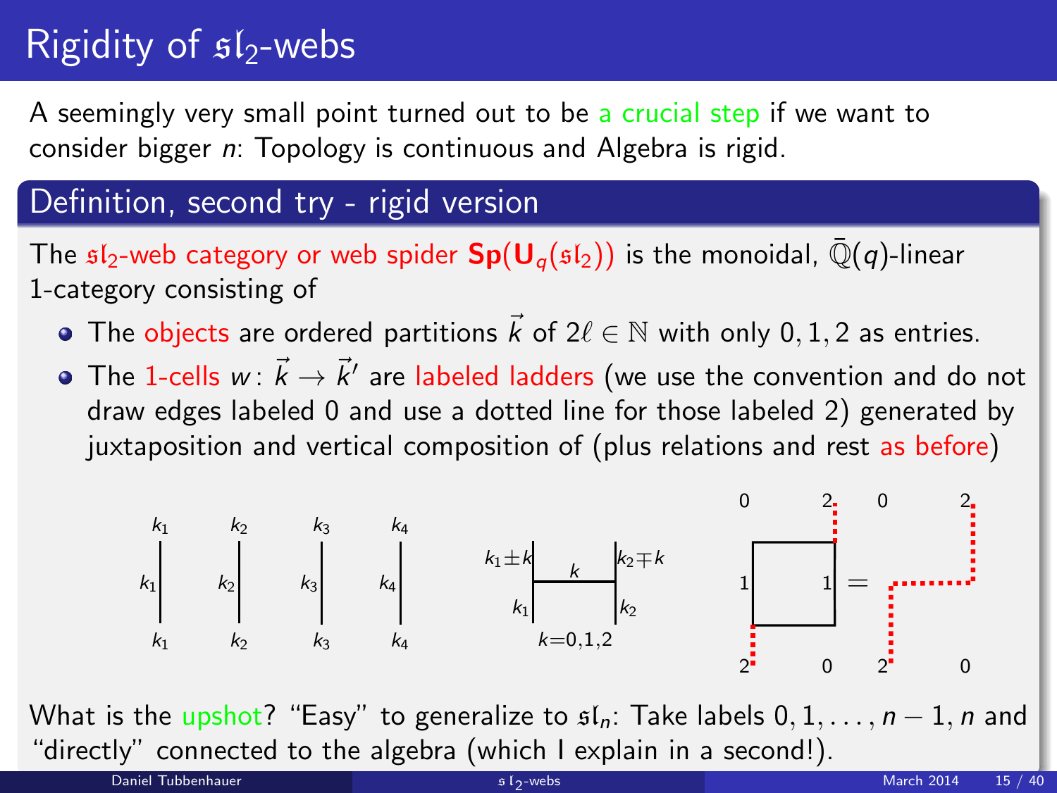# Rigidity of $\mathfrak{sl}_2$-webs

A seemingly very small point turned out to be a crucial step if we want to consider bigger $n$: Topology is continuous and Algebra is rigid.

## Definition, second try - rigid version

The $\mathfrak{sl}_2$-web category or web spider $\mathbf{Sp}(\mathbf{U}_q(\mathfrak{sl}_2))$ is the monoidal, $\bar{\mathbb{Q}}(q)$-linear 1-category consisting of

- The objects are ordered partitions $\vec{k}$ of $2\ell \in \mathbb{N}$ with only $0, 1, 2$ as entries.
- The 1-cells $w\colon \vec{k} \to \vec{k}'$ are labeled ladders (we use the convention and do not draw edges labeled 0 and use a dotted line for those labeled 2) generated by juxtaposition and vertical composition of (plus relations and rest as before)

$k_1$ $k_2$ $k_3$ $k_4$

$k_1 \pm k$ $\quad k \quad$ $k_2 \mp k$

$k_1$ $\quad$ $k_2$

$k = 0, 1, 2$

0 2 0 2

1 1 =

2 0 2 0

What is the upshot? "Easy" to generalize to $\mathfrak{sl}_n$: Take labels $0, 1, \ldots, n-1, n$ and "directly" connected to the algebra (which I explain in a second!).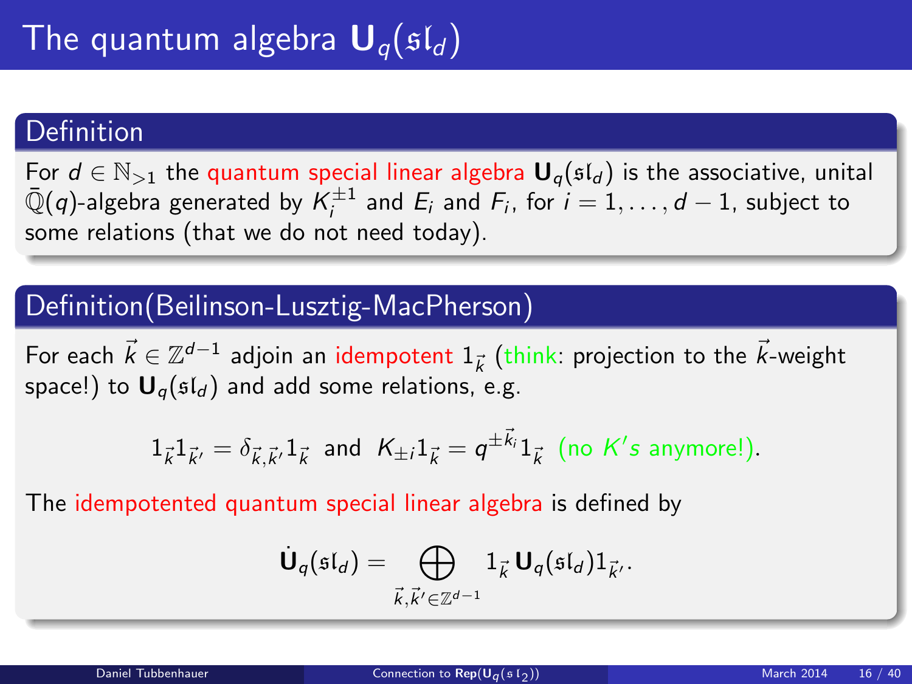# The quantum algebra $\mathbf{U}_q(\mathfrak{sl}_d)$

## Definition

For $d \in \mathbb{N}_{>1}$ the quantum special linear algebra $\mathbf{U}_q(\mathfrak{sl}_d)$ is the associative, unital $\bar{\mathbb{Q}}(q)$-algebra generated by $K_i^{\pm 1}$ and $E_i$ and $F_i$, for $i = 1, \ldots, d-1$, subject to some relations (that we do not need today).

## Definition(Beilinson-Lusztig-MacPherson)

For each $\vec{k} \in \mathbb{Z}^{d-1}$ adjoin an idempotent $1_{\vec{k}}$ (think: projection to the $\vec{k}$-weight space!) to $\mathbf{U}_q(\mathfrak{sl}_d)$ and add some relations, e.g.

$$1_{\vec{k}} 1_{\vec{k}'} = \delta_{\vec{k},\vec{k}'} 1_{\vec{k}} \text{ and } K_{\pm i} 1_{\vec{k}} = q^{\pm \vec{k}_i} 1_{\vec{k}} \text{ (no } K's \text{ anymore!).}$$

The idempotented quantum special linear algebra is defined by

$$\dot{\mathbf{U}}_q(\mathfrak{sl}_d) = \bigoplus_{\vec{k},\vec{k}' \in \mathbb{Z}^{d-1}} 1_{\vec{k}} \mathbf{U}_q(\mathfrak{sl}_d) 1_{\vec{k}'}.$$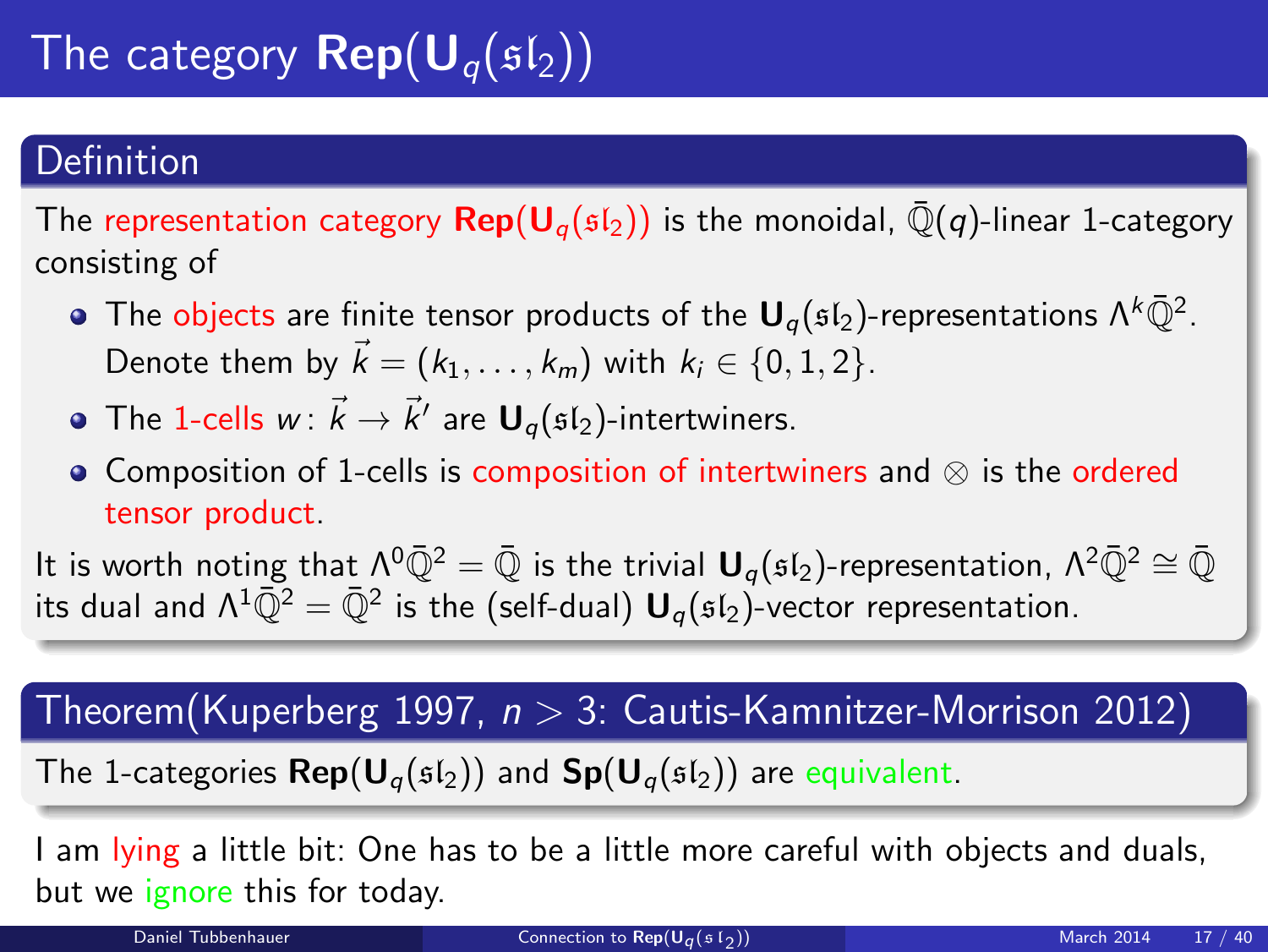# The category $\mathbf{Rep}(\mathbf{U}_q(\mathfrak{sl}_2))$

## Definition

The representation category $\mathbf{Rep}(\mathbf{U}_q(\mathfrak{sl}_2))$ is the monoidal, $\bar{\mathbb{Q}}(q)$-linear 1-category consisting of

- The objects are finite tensor products of the $\mathbf{U}_q(\mathfrak{sl}_2)$-representations $\Lambda^k\bar{\mathbb{Q}}^2$. Denote them by $\vec{k} = (k_1, \ldots, k_m)$ with $k_i \in \{0, 1, 2\}$.
- The 1-cells $w \colon \vec{k} \to \vec{k}'$ are $\mathbf{U}_q(\mathfrak{sl}_2)$-intertwiners.
- Composition of 1-cells is composition of intertwiners and $\otimes$ is the ordered tensor product.

It is worth noting that $\Lambda^0\bar{\mathbb{Q}}^2 = \bar{\mathbb{Q}}$ is the trivial $\mathbf{U}_q(\mathfrak{sl}_2)$-representation, $\Lambda^2\bar{\mathbb{Q}}^2 \cong \bar{\mathbb{Q}}$ its dual and $\Lambda^1\bar{\mathbb{Q}}^2 = \bar{\mathbb{Q}}^2$ is the (self-dual) $\mathbf{U}_q(\mathfrak{sl}_2)$-vector representation.

## Theorem(Kuperberg 1997, $n > 3$: Cautis-Kamnitzer-Morrison 2012)

The 1-categories $\mathbf{Rep}(\mathbf{U}_q(\mathfrak{sl}_2))$ and $\mathbf{Sp}(\mathbf{U}_q(\mathfrak{sl}_2))$ are equivalent.

I am lying a little bit: One has to be a little more careful with objects and duals, but we ignore this for today.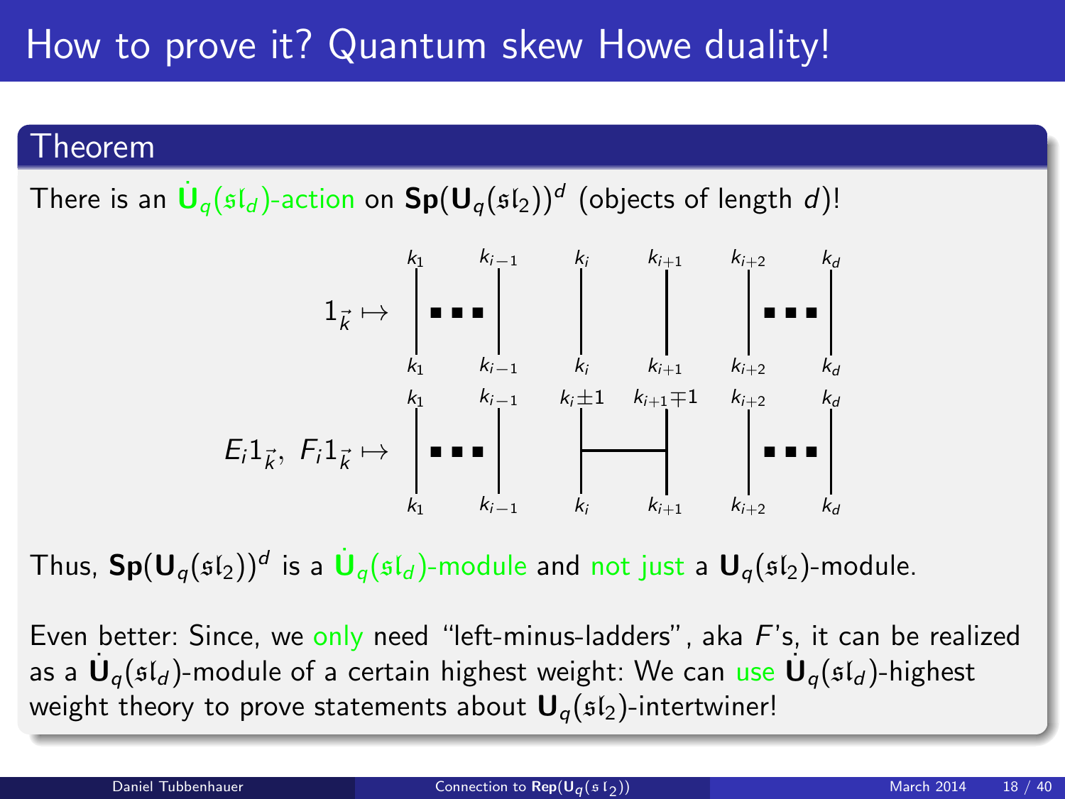# How to prove it? Quantum skew Howe duality!

### Theorem

There is an $\dot{\mathbf{U}}_q(\mathfrak{sl}_d)$-action on $\mathbf{Sp}(\mathbf{U}_q(\mathfrak{sl}_2))^d$ (objects of length $d$)!

$$1_{\vec{k}} \mapsto \begin{matrix} k_1 & & k_{i-1} & k_i & k_{i+1} & k_{i+2} & & k_d \\ | & \blacksquare\blacksquare\blacksquare & | & | & | & | & \blacksquare\blacksquare\blacksquare & | \\ k_1 & & k_{i-1} & k_i & k_{i+1} & k_{i+2} & & k_d \end{matrix}$$

$$E_i 1_{\vec{k}},\ F_i 1_{\vec{k}} \mapsto \begin{matrix} k_1 & & k_{i-1} & k_i \pm 1 & k_{i+1} \mp 1 & k_{i+2} & & k_d \\ | & \blacksquare\blacksquare\blacksquare & | & |\!\!-\!\!-\!\!- & -\!\!-\!\!-\!\!| & | & \blacksquare\blacksquare\blacksquare & | \\ k_1 & & k_{i-1} & k_i & k_{i+1} & k_{i+2} & & k_d \end{matrix}$$

Thus, $\mathbf{Sp}(\mathbf{U}_q(\mathfrak{sl}_2))^d$ is a $\dot{\mathbf{U}}_q(\mathfrak{sl}_d)$-module and not just a $\mathbf{U}_q(\mathfrak{sl}_2)$-module.

Even better: Since, we only need "left-minus-ladders", aka $F$'s, it can be realized as a $\dot{\mathbf{U}}_q(\mathfrak{sl}_d)$-module of a certain highest weight: We can use $\dot{\mathbf{U}}_q(\mathfrak{sl}_d)$-highest weight theory to prove statements about $\mathbf{U}_q(\mathfrak{sl}_2)$-intertwiner!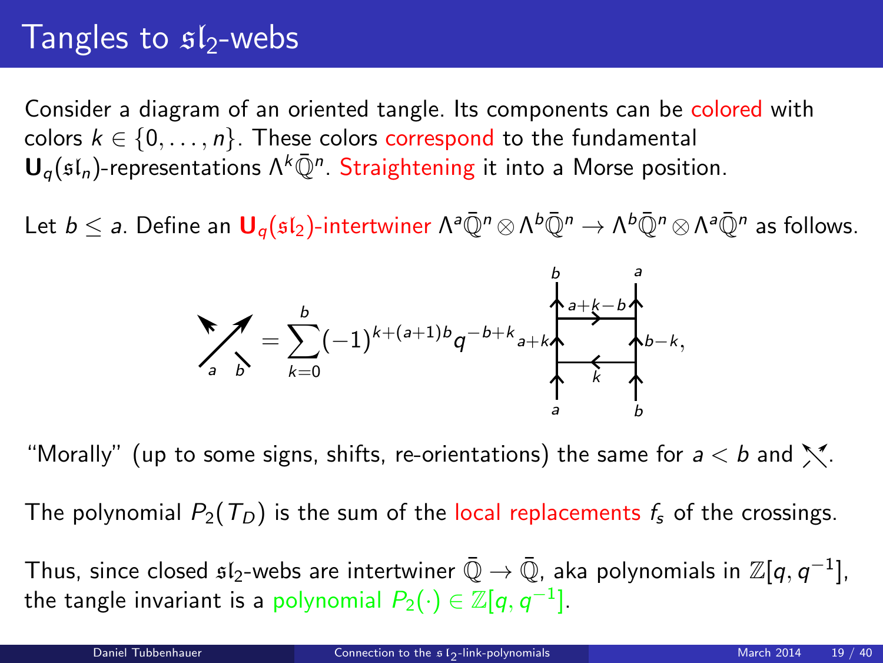# Tangles to $\mathfrak{sl}_2$-webs

Consider a diagram of an oriented tangle. Its components can be colored with colors $k \in \{0, \dots, n\}$. These colors correspond to the fundamental $\mathbf{U}_q(\mathfrak{sl}_n)$-representations $\Lambda^k \bar{\mathbb{Q}}^n$. Straightening it into a Morse position.

Let $b \le a$. Define an $\mathbf{U}_q(\mathfrak{sl}_2)$-intertwiner $\Lambda^a \bar{\mathbb{Q}}^n \otimes \Lambda^b \bar{\mathbb{Q}}^n \to \Lambda^b \bar{\mathbb{Q}}^n \otimes \Lambda^a \bar{\mathbb{Q}}^n$ as follows.

$$\text{(crossing } a, b\text{)} = \sum_{k=0}^{b} (-1)^{k+(a+1)b} q^{-b+k} \; \text{(web with edges } a, b \text{ at bottom; } a+k, b-k \text{ vertical; rungs } k, a+k-b; \; b, a \text{ at top)},$$

"Morally" (up to some signs, shifts, re-orientations) the same for $a < b$ and the other crossing.

The polynomial $P_2(T_D)$ is the sum of the local replacements $f_s$ of the crossings.

Thus, since closed $\mathfrak{sl}_2$-webs are intertwiner $\bar{\mathbb{Q}} \to \bar{\mathbb{Q}}$, aka polynomials in $\mathbb{Z}[q, q^{-1}]$, the tangle invariant is a polynomial $P_2(\cdot) \in \mathbb{Z}[q, q^{-1}]$.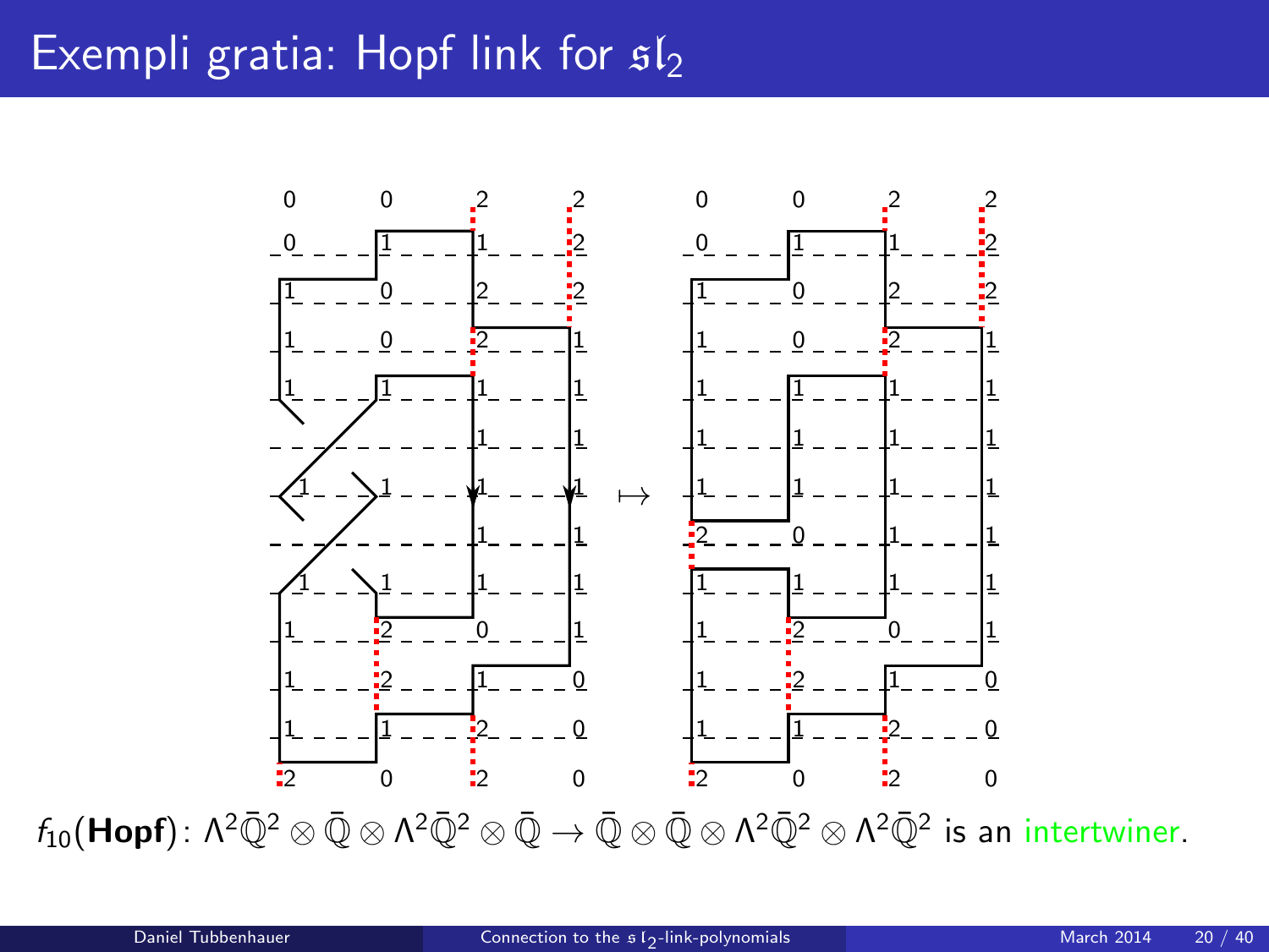# Exempli gratia: Hopf link for $\mathfrak{sl}_2$

$f_{10}(\textbf{Hopf})\colon \Lambda^2\bar{\mathbb{Q}}^2 \otimes \bar{\mathbb{Q}} \otimes \Lambda^2\bar{\mathbb{Q}}^2 \otimes \bar{\mathbb{Q}} \to \bar{\mathbb{Q}} \otimes \bar{\mathbb{Q}} \otimes \Lambda^2\bar{\mathbb{Q}}^2 \otimes \Lambda^2\bar{\mathbb{Q}}^2$ is an intertwiner.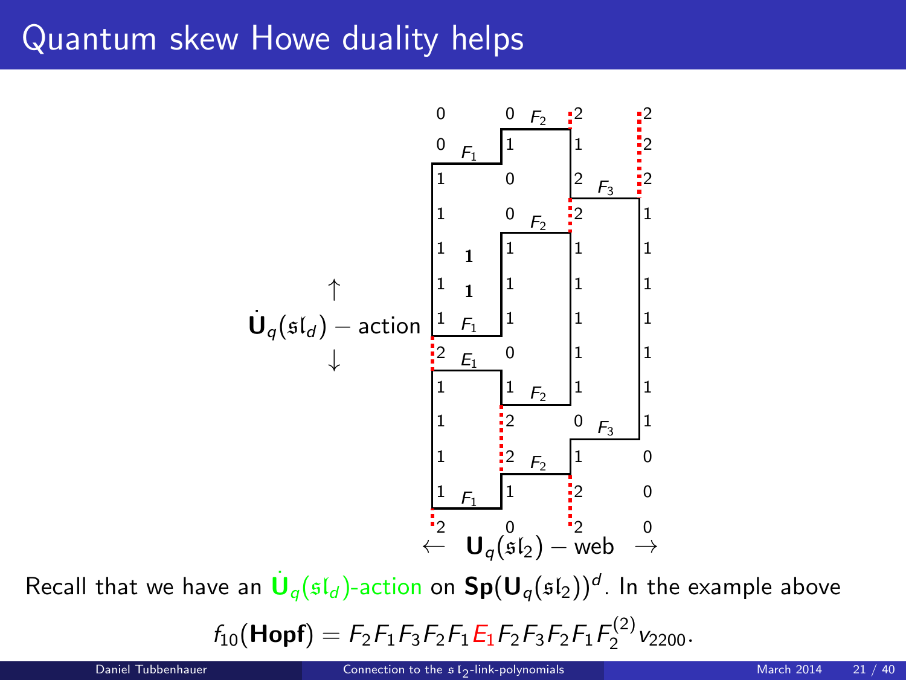# Quantum skew Howe duality helps

$\uparrow$

$\dot{\mathbf{U}}_q(\mathfrak{sl}_d)$ − action

$\downarrow$

$\leftarrow$ $\mathbf{U}_q(\mathfrak{sl}_2)$ − web $\rightarrow$

Recall that we have an $\dot{\mathbf{U}}_q(\mathfrak{sl}_d)$-action on $\mathbf{Sp}(\mathbf{U}_q(\mathfrak{sl}_2))^d$. In the example above

$$f_{10}(\mathbf{Hopf}) = F_2F_1F_3F_2F_1E_1F_2F_3F_2F_1F_2^{(2)}v_{2200}.$$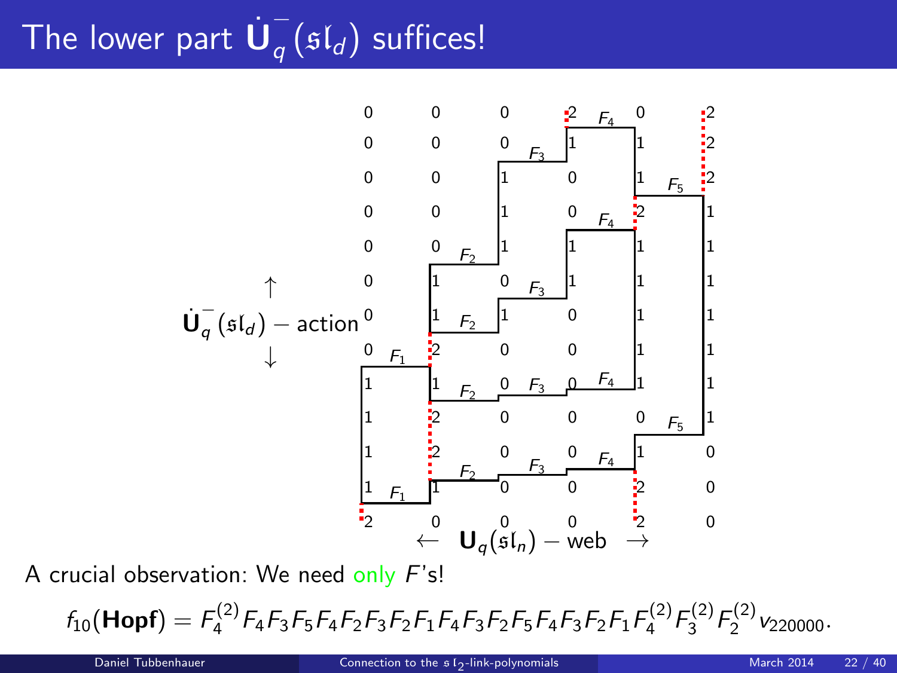# The lower part $\dot{\mathbf{U}}_q^-(\mathfrak{sl}_d)$ suffices!

$\uparrow$ $\dot{\mathbf{U}}_q^-(\mathfrak{sl}_d)$ − action $\downarrow$

$\leftarrow$ $\mathbf{U}_q(\mathfrak{sl}_n)$ − web $\rightarrow$

A crucial observation: We need only $F$'s!

$$f_{10}(\mathbf{Hopf}) = F_4^{(2)} F_4 F_3 F_5 F_4 F_2 F_3 F_2 F_1 F_4 F_3 F_2 F_5 F_4 F_3 F_2 F_1 F_4^{(2)} F_3^{(2)} F_2^{(2)} v_{220000}.$$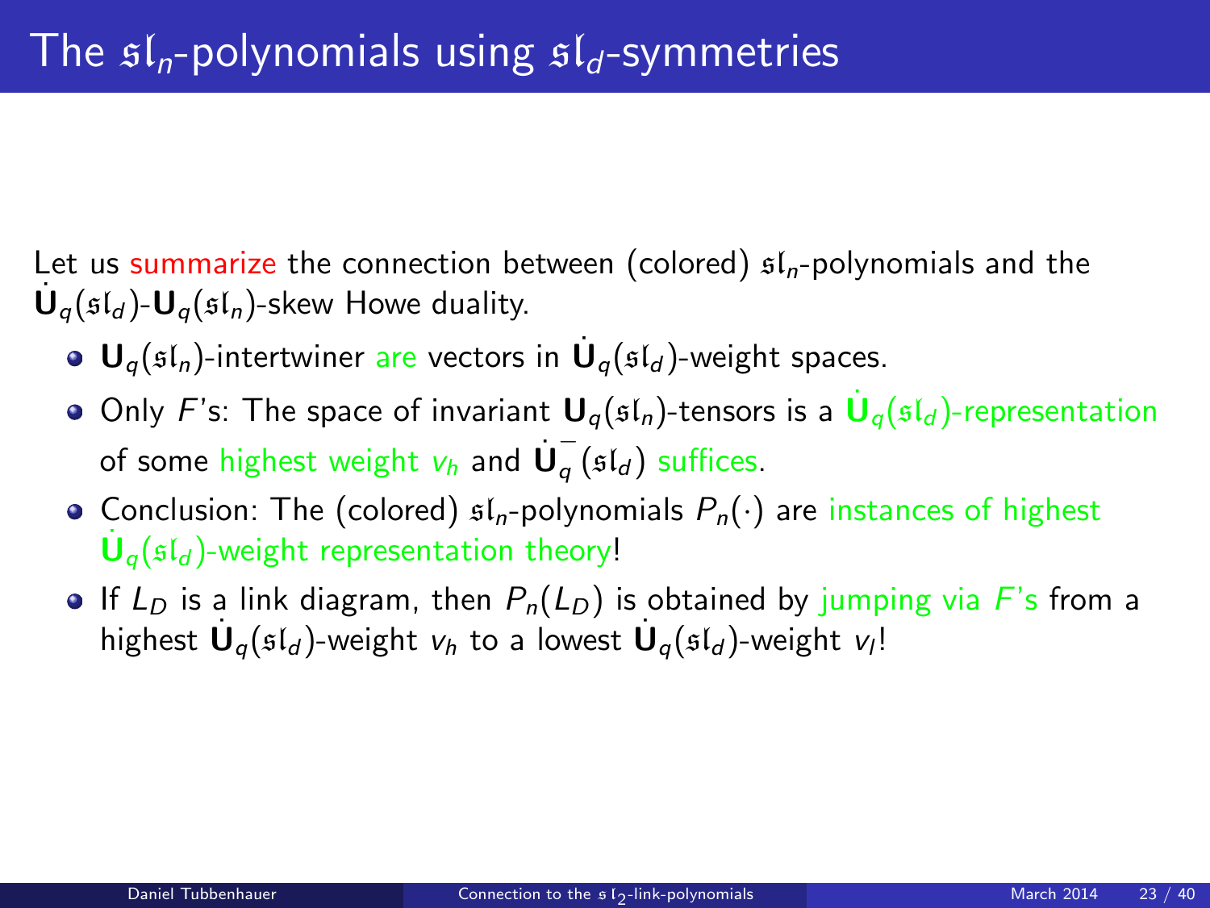# The $\mathfrak{sl}_n$-polynomials using $\mathfrak{sl}_d$-symmetries

Let us summarize the connection between (colored) $\mathfrak{sl}_n$-polynomials and the $\dot{\mathbf{U}}_q(\mathfrak{sl}_d)$-$\mathbf{U}_q(\mathfrak{sl}_n)$-skew Howe duality.

- $\mathbf{U}_q(\mathfrak{sl}_n)$-intertwiner are vectors in $\dot{\mathbf{U}}_q(\mathfrak{sl}_d)$-weight spaces.
- Only $F$'s: The space of invariant $\mathbf{U}_q(\mathfrak{sl}_n)$-tensors is a $\dot{\mathbf{U}}_q(\mathfrak{sl}_d)$-representation of some highest weight $v_h$ and $\dot{\mathbf{U}}_q^-(\mathfrak{sl}_d)$ suffices.
- Conclusion: The (colored) $\mathfrak{sl}_n$-polynomials $P_n(\cdot)$ are instances of highest $\dot{\mathbf{U}}_q(\mathfrak{sl}_d)$-weight representation theory!
- If $L_D$ is a link diagram, then $P_n(L_D)$ is obtained by jumping via $F$'s from a highest $\dot{\mathbf{U}}_q(\mathfrak{sl}_d)$-weight $v_h$ to a lowest $\dot{\mathbf{U}}_q(\mathfrak{sl}_d)$-weight $v_l$!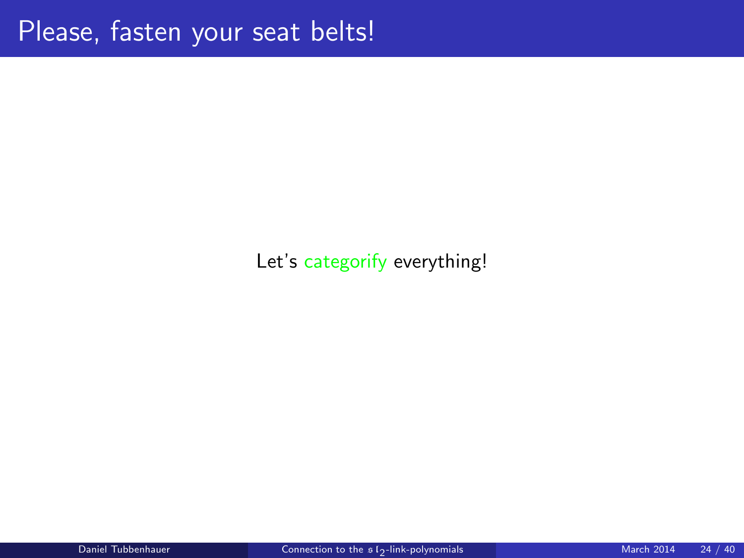# Please, fasten your seat belts!

Let's categorify everything!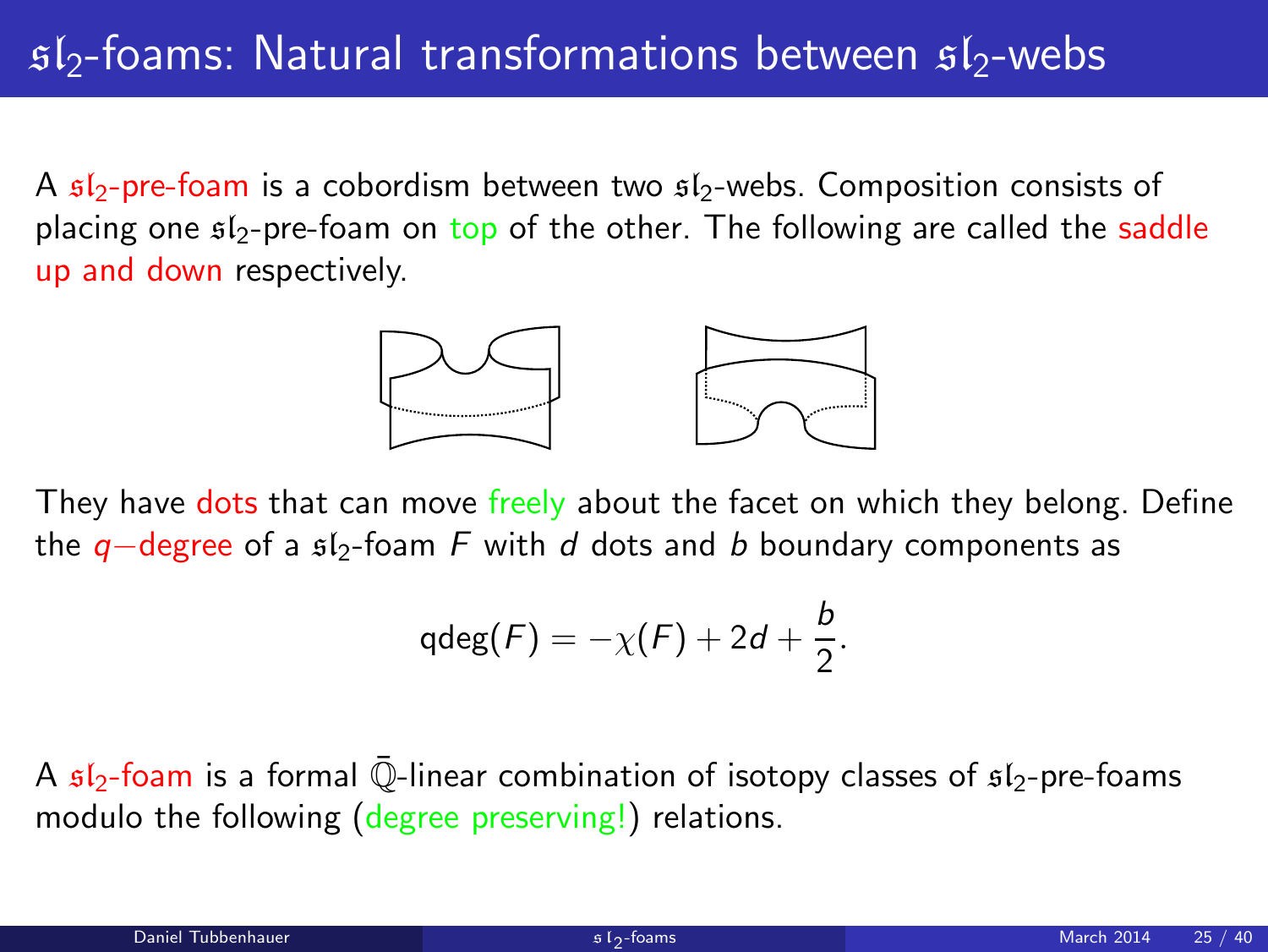# $\mathfrak{sl}_2$-foams: Natural transformations between $\mathfrak{sl}_2$-webs

A $\mathfrak{sl}_2$-pre-foam is a cobordism between two $\mathfrak{sl}_2$-webs. Composition consists of placing one $\mathfrak{sl}_2$-pre-foam on top of the other. The following are called the saddle up and down respectively.

They have dots that can move freely about the facet on which they belong. Define the $q$-degree of a $\mathfrak{sl}_2$-foam $F$ with $d$ dots and $b$ boundary components as

$$\mathrm{qdeg}(F) = -\chi(F) + 2d + \frac{b}{2}.$$

A $\mathfrak{sl}_2$-foam is a formal $\bar{\mathbb{Q}}$-linear combination of isotopy classes of $\mathfrak{sl}_2$-pre-foams modulo the following (degree preserving!) relations.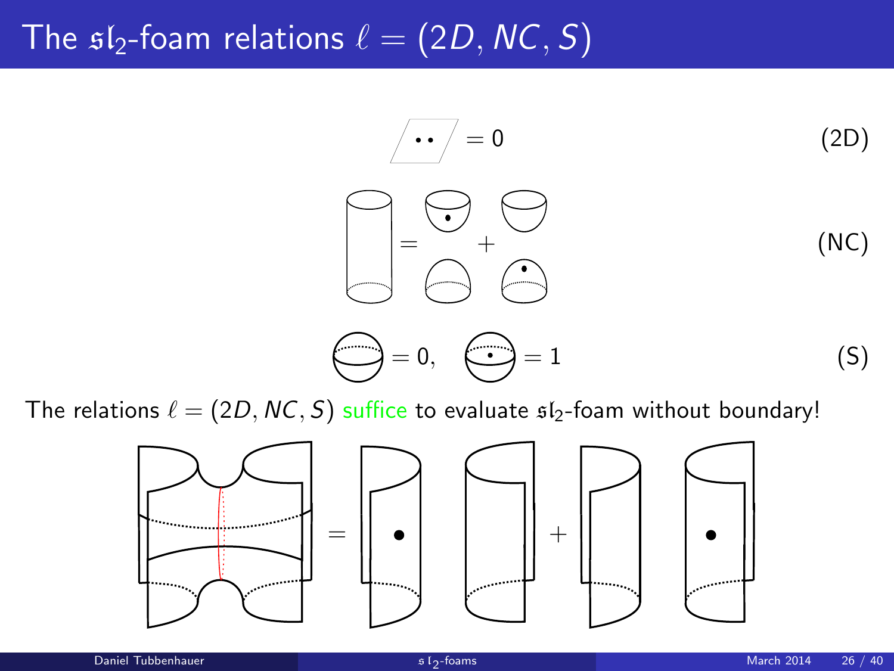# The $\mathfrak{sl}_2$-foam relations $\ell = (2D, NC, S)$

$$= 0 \qquad \text{(2D)}$$

$$= \quad + \qquad \text{(NC)}$$

$$= 0, \qquad = 1 \qquad \text{(S)}$$

The relations $\ell = (2D, NC, S)$ suffice to evaluate $\mathfrak{sl}_2$-foam without boundary!

$$= \qquad + $$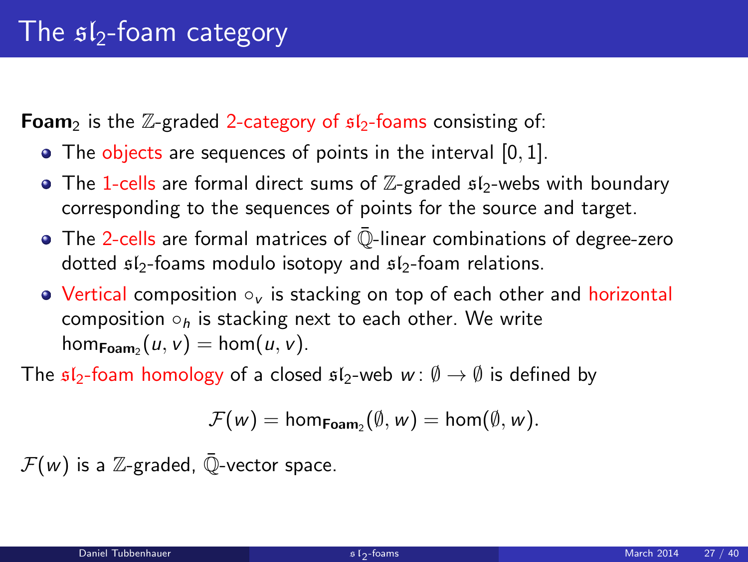# The $\mathfrak{sl}_2$-foam category

**Foam**$_2$ is the $\mathbb{Z}$-graded 2-category of $\mathfrak{sl}_2$-foams consisting of:

- The objects are sequences of points in the interval $[0,1]$.
- The 1-cells are formal direct sums of $\mathbb{Z}$-graded $\mathfrak{sl}_2$-webs with boundary corresponding to the sequences of points for the source and target.
- The 2-cells are formal matrices of $\bar{\mathbb{Q}}$-linear combinations of degree-zero dotted $\mathfrak{sl}_2$-foams modulo isotopy and $\mathfrak{sl}_2$-foam relations.
- Vertical composition $\circ_v$ is stacking on top of each other and horizontal composition $\circ_h$ is stacking next to each other. We write $\hom_{\mathbf{Foam}_2}(u,v) = \hom(u,v)$.

The $\mathfrak{sl}_2$-foam homology of a closed $\mathfrak{sl}_2$-web $w\colon \emptyset \to \emptyset$ is defined by

$$\mathcal{F}(w) = \hom_{\mathbf{Foam}_2}(\emptyset, w) = \hom(\emptyset, w).$$

$\mathcal{F}(w)$ is a $\mathbb{Z}$-graded, $\bar{\mathbb{Q}}$-vector space.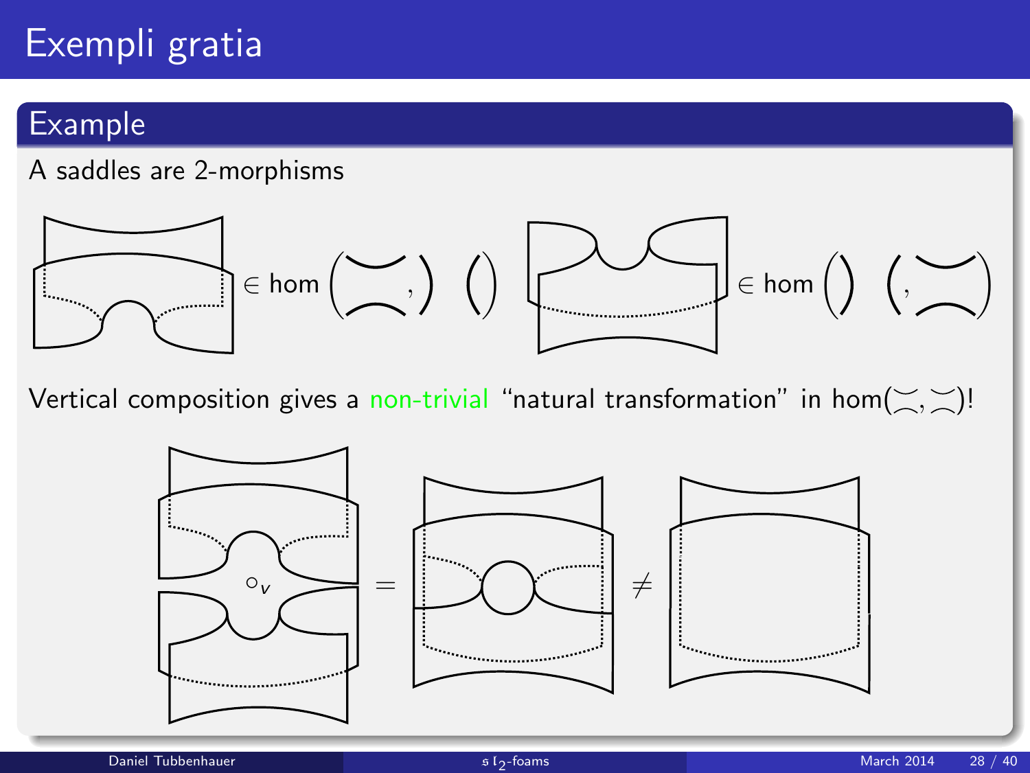# Exempli gratia

## Example

A saddles are 2-morphisms

$\in \hom\left(\asymp, )\,(\right)$ $\in \hom\left()\,(, \asymp\right)$

Vertical composition gives a non-trivial "natural transformation" in $\hom(\asymp, \asymp)$!

$\circ_v$ $=$ $\neq$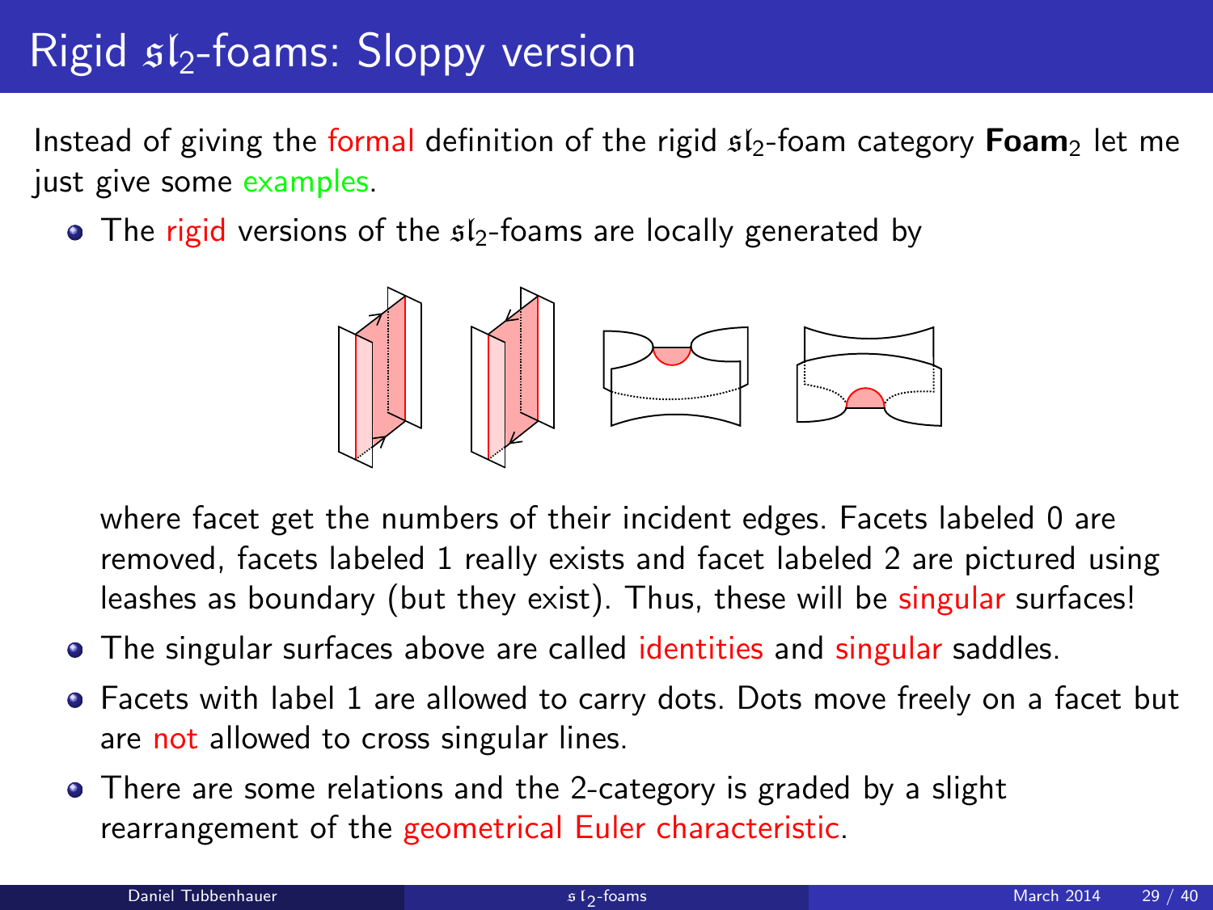# Rigid $\mathfrak{sl}_2$-foams: Sloppy version

Instead of giving the formal definition of the rigid $\mathfrak{sl}_2$-foam category **Foam**$_2$ let me just give some examples.

- The rigid versions of the $\mathfrak{sl}_2$-foams are locally generated by

  where facet get the numbers of their incident edges. Facets labeled 0 are removed, facets labeled 1 really exists and facet labeled 2 are pictured using leashes as boundary (but they exist). Thus, these will be singular surfaces!
- The singular surfaces above are called identities and singular saddles.
- Facets with label 1 are allowed to carry dots. Dots move freely on a facet but are not allowed to cross singular lines.
- There are some relations and the 2-category is graded by a slight rearrangement of the geometrical Euler characteristic.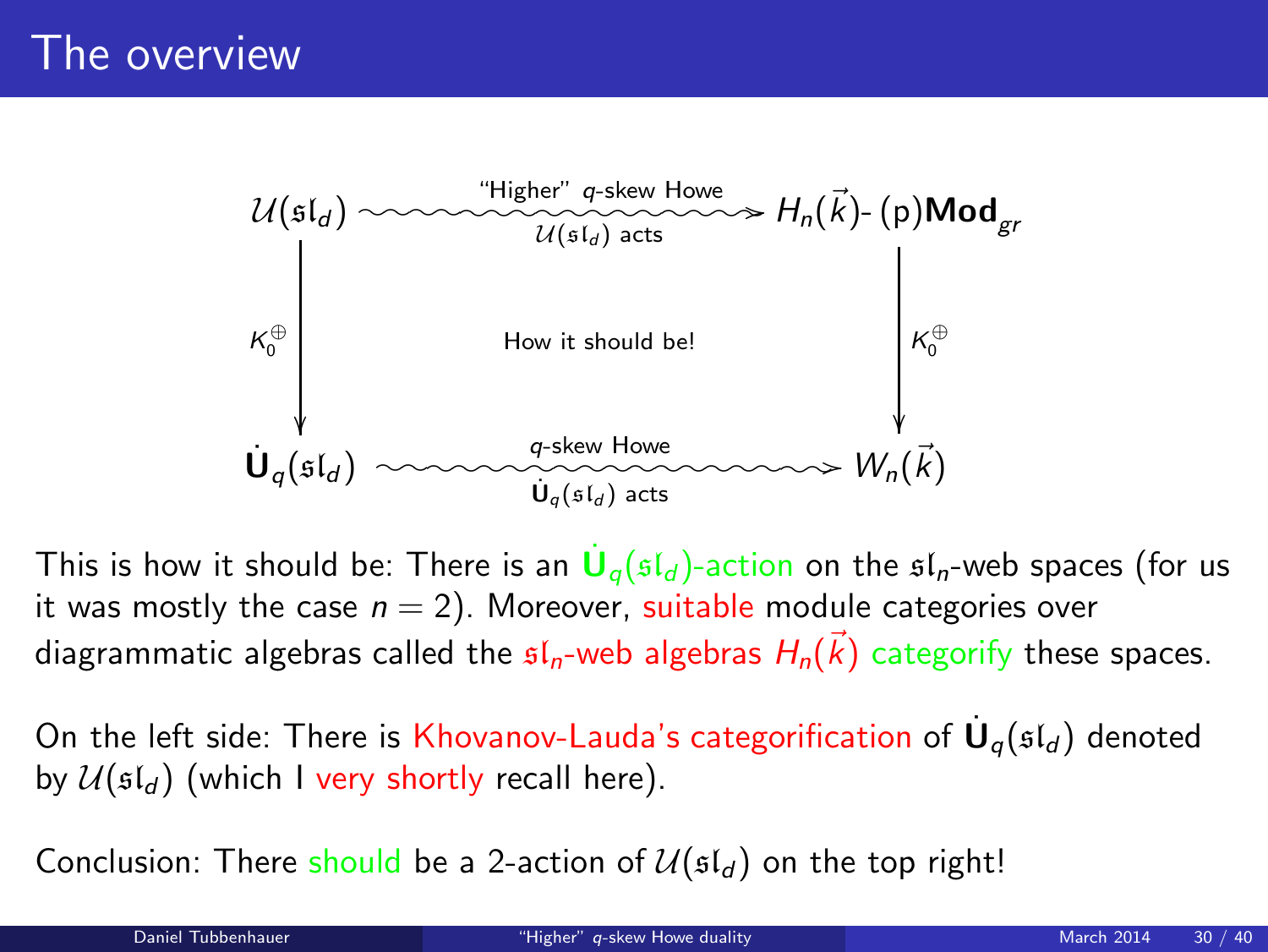# The overview

$$
\begin{array}{ccc}
\mathcal{U}(\mathfrak{sl}_d) & \xrightarrow[\mathcal{U}(\mathfrak{sl}_d)\text{ acts}]{\text{“Higher” } q\text{-skew Howe}} & H_n(\vec{k})\text{- (p)}\mathbf{Mod}_{gr} \\
\Big\downarrow K_0^{\oplus} & \text{How it should be!} & \Big\downarrow K_0^{\oplus} \\
\dot{\mathbf{U}}_q(\mathfrak{sl}_d) & \xrightarrow[\dot{\mathbf{U}}_q(\mathfrak{sl}_d)\text{ acts}]{q\text{-skew Howe}} & W_n(\vec{k})
\end{array}
$$

This is how it should be: There is an $\dot{\mathbf{U}}_q(\mathfrak{sl}_d)$-action on the $\mathfrak{sl}_n$-web spaces (for us it was mostly the case $n = 2$). Moreover, suitable module categories over diagrammatic algebras called the $\mathfrak{sl}_n$-web algebras $H_n(\vec{k})$ categorify these spaces.

On the left side: There is Khovanov-Lauda's categorification of $\dot{\mathbf{U}}_q(\mathfrak{sl}_d)$ denoted by $\mathcal{U}(\mathfrak{sl}_d)$ (which I very shortly recall here).

Conclusion: There should be a 2-action of $\mathcal{U}(\mathfrak{sl}_d)$ on the top right!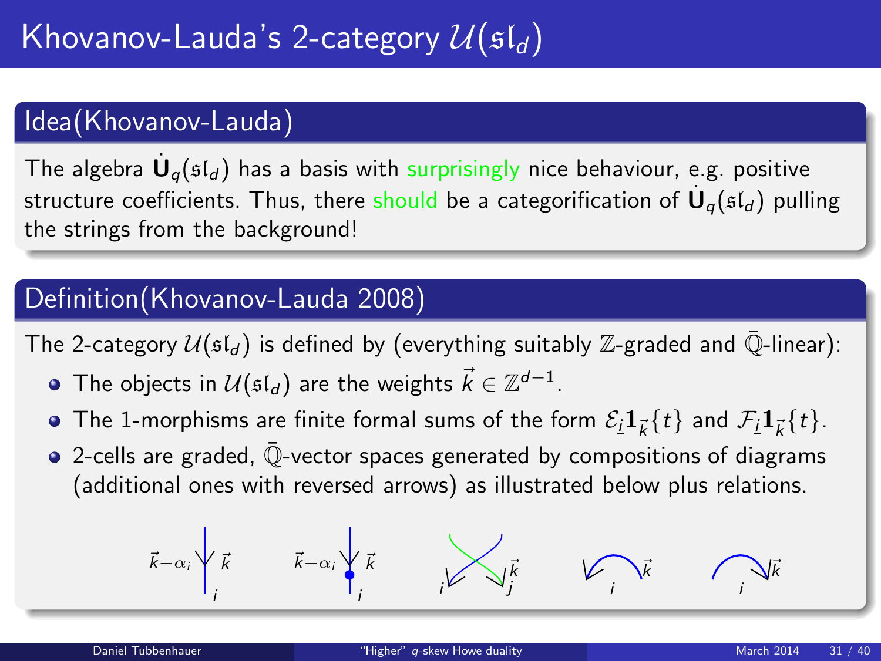# Khovanov-Lauda's 2-category $\mathcal{U}(\mathfrak{sl}_d)$

## Idea(Khovanov-Lauda)

The algebra $\dot{\mathbf{U}}_q(\mathfrak{sl}_d)$ has a basis with surprisingly nice behaviour, e.g. positive structure coefficients. Thus, there should be a categorification of $\dot{\mathbf{U}}_q(\mathfrak{sl}_d)$ pulling the strings from the background!

## Definition(Khovanov-Lauda 2008)

The 2-category $\mathcal{U}(\mathfrak{sl}_d)$ is defined by (everything suitably $\mathbb{Z}$-graded and $\bar{\mathbb{Q}}$-linear):

- The objects in $\mathcal{U}(\mathfrak{sl}_d)$ are the weights $\vec{k} \in \mathbb{Z}^{d-1}$.
- The 1-morphisms are finite formal sums of the form $\mathcal{E}_{\underline{i}}\mathbf{1}_{\vec{k}}\{t\}$ and $\mathcal{F}_{\underline{i}}\mathbf{1}_{\vec{k}}\{t\}$.
- 2-cells are graded, $\bar{\mathbb{Q}}$-vector spaces generated by compositions of diagrams (additional ones with reversed arrows) as illustrated below plus relations.

$\vec{k}-\alpha_i$ $\vec{k}$ $i$ $\quad$ $\vec{k}-\alpha_i$ $\vec{k}$ $i$ $\quad$ $i$ $j$ $\vec{k}$ $\quad$ $i$ $\vec{k}$ $\quad$ $i$ $\vec{k}$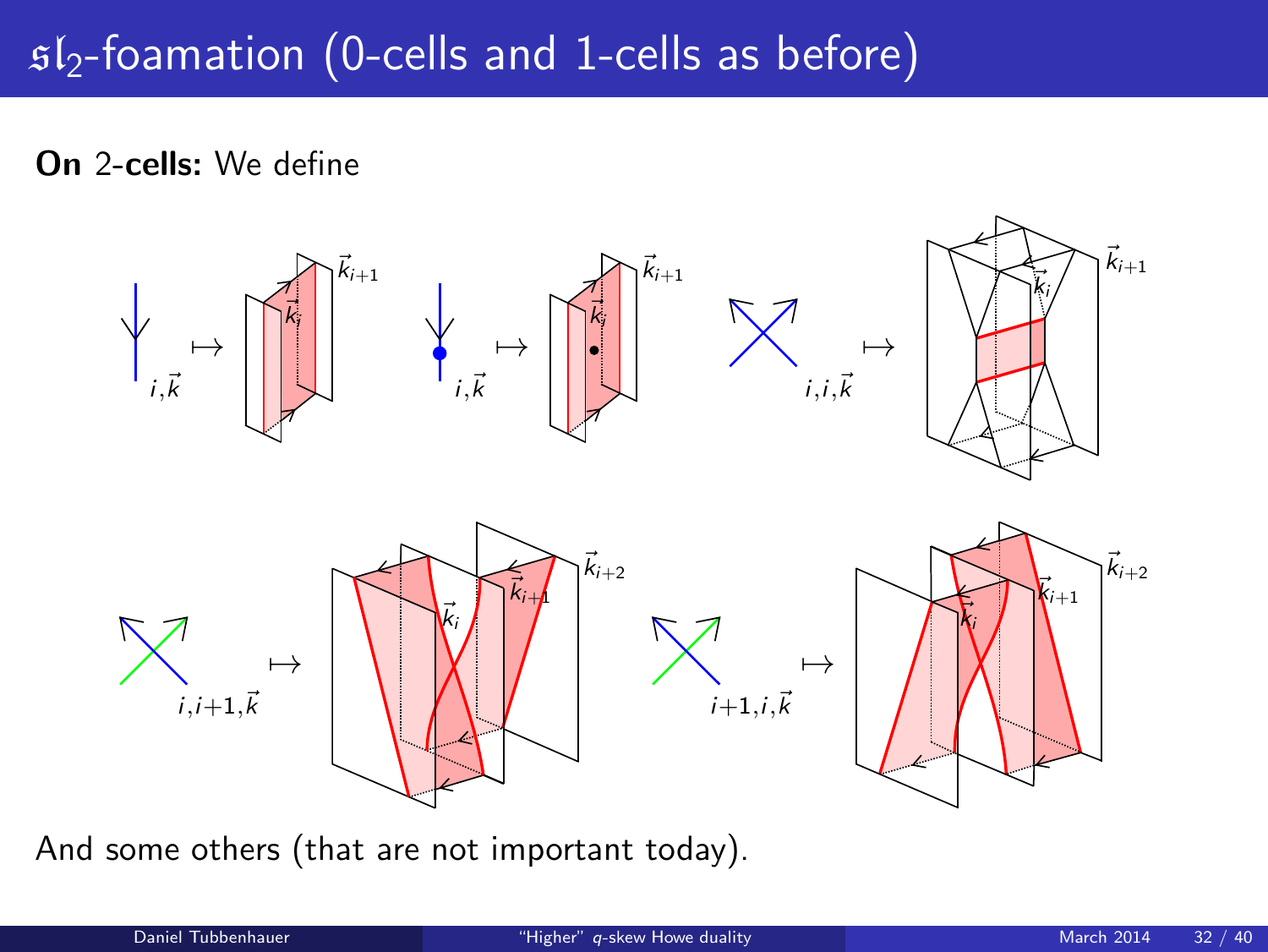# $\mathfrak{sl}_2$-foamation (0-cells and 1-cells as before)

**On** 2**-cells:** We define

And some others (that are not important today).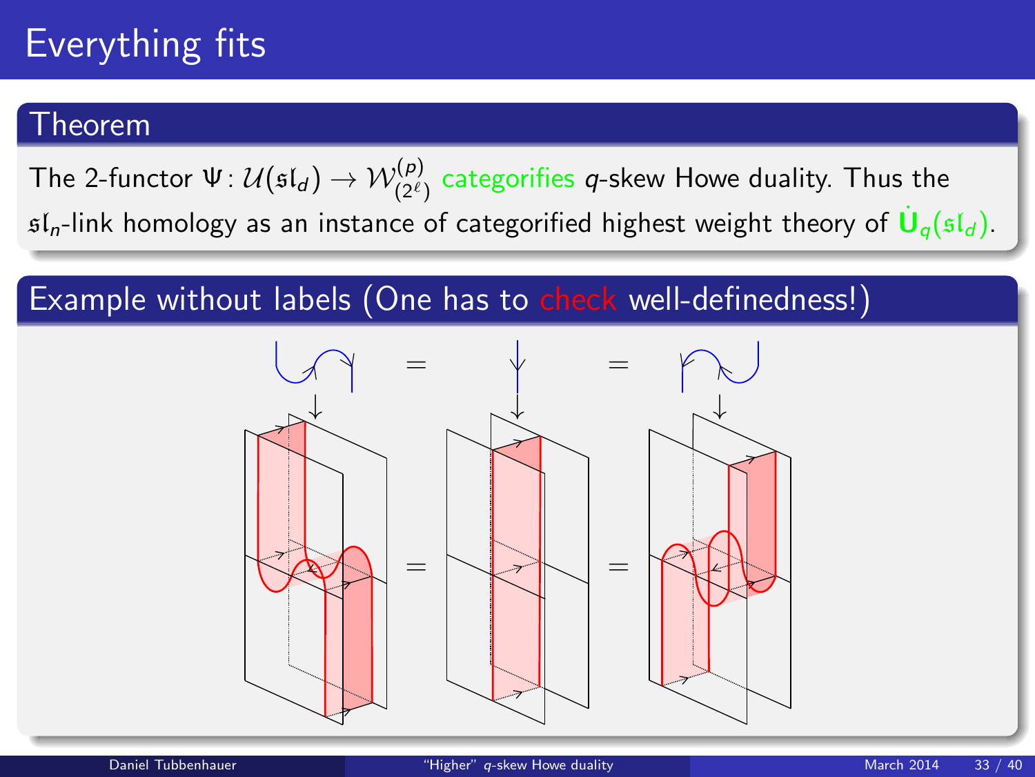# Everything fits

## Theorem

The 2-functor $\Psi \colon \mathcal{U}(\mathfrak{sl}_d) \to \mathcal{W}^{(p)}_{(2^\ell)}$ categorifies $q$-skew Howe duality. Thus the $\mathfrak{sl}_n$-link homology as an instance of categorified highest weight theory of $\dot{\mathbf{U}}_q(\mathfrak{sl}_d)$.

## Example without labels (One has to check well-definedness!)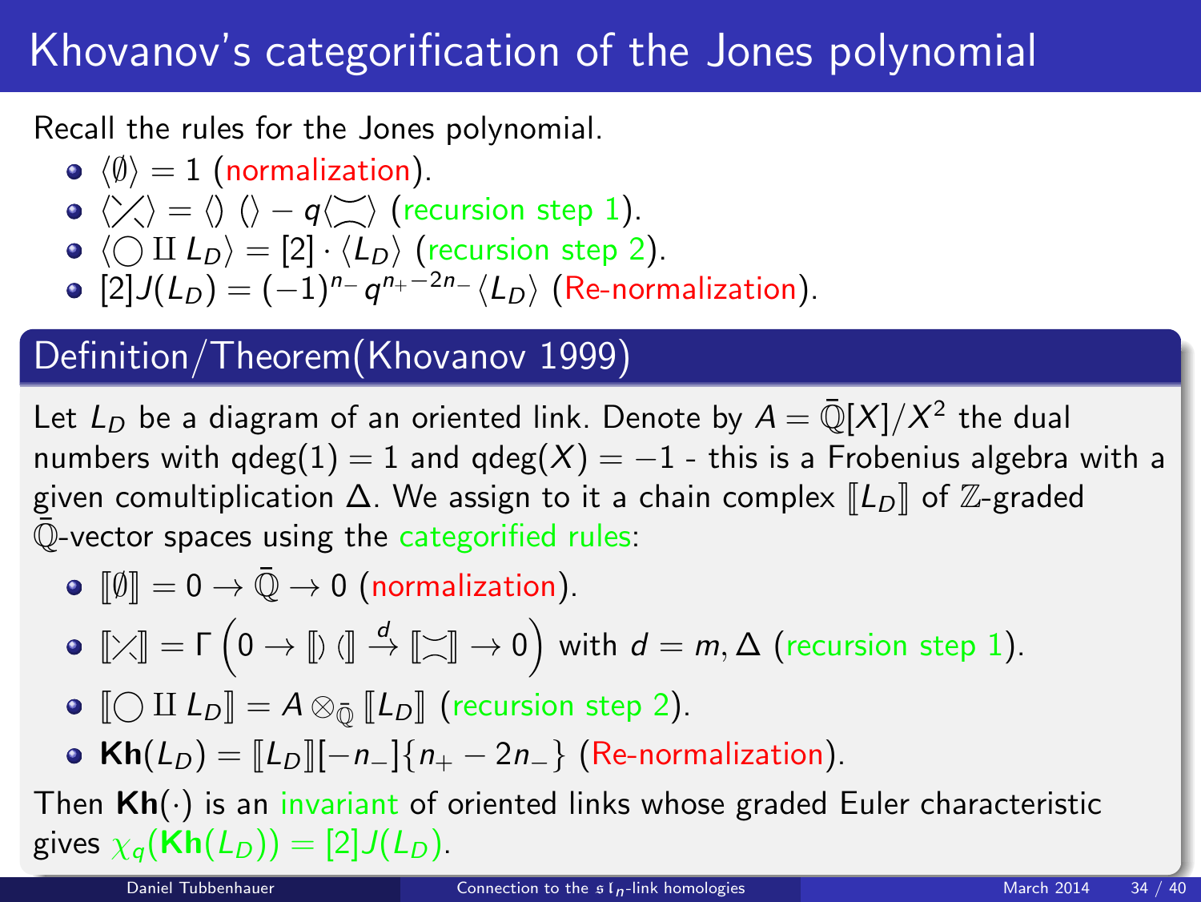# Khovanov's categorification of the Jones polynomial

Recall the rules for the Jones polynomial.

- $\langle \emptyset \rangle = 1$ (normalization).
- $\langle \times \rangle = \langle ) \, ( \rangle - q \langle \asymp \rangle$ (recursion step 1).
- $\langle \bigcirc \amalg L_D \rangle = [2] \cdot \langle L_D \rangle$ (recursion step 2).
- $[2] J(L_D) = (-1)^{n_-} q^{n_+ - 2n_-} \langle L_D \rangle$ (Re-normalization).

## Definition/Theorem(Khovanov 1999)

Let $L_D$ be a diagram of an oriented link. Denote by $A = \bar{\mathbb{Q}}[X]/X^2$ the dual numbers with $\mathrm{qdeg}(1) = 1$ and $\mathrm{qdeg}(X) = -1$ - this is a Frobenius algebra with a given comultiplication $\Delta$. We assign to it a chain complex $[\![L_D]\!]$ of $\mathbb{Z}$-graded $\bar{\mathbb{Q}}$-vector spaces using the categorified rules:

- $[\![\emptyset]\!] = 0 \to \bar{\mathbb{Q}} \to 0$ (normalization).
- $[\![\times]\!] = \Gamma \left( 0 \to [\![ ) \, ( ]\!] \xrightarrow{d} [\![\asymp]\!] \to 0 \right)$ with $d = m, \Delta$ (recursion step 1).
- $[\![\bigcirc \amalg L_D]\!] = A \otimes_{\bar{\mathbb{Q}}} [\![L_D]\!]$ (recursion step 2).
- $\mathbf{Kh}(L_D) = [\![L_D]\!][-n_-]\{n_+ - 2n_-\}$ (Re-normalization).

Then $\mathbf{Kh}(\cdot)$ is an invariant of oriented links whose graded Euler characteristic gives $\chi_q(\mathbf{Kh}(L_D)) = [2]J(L_D)$.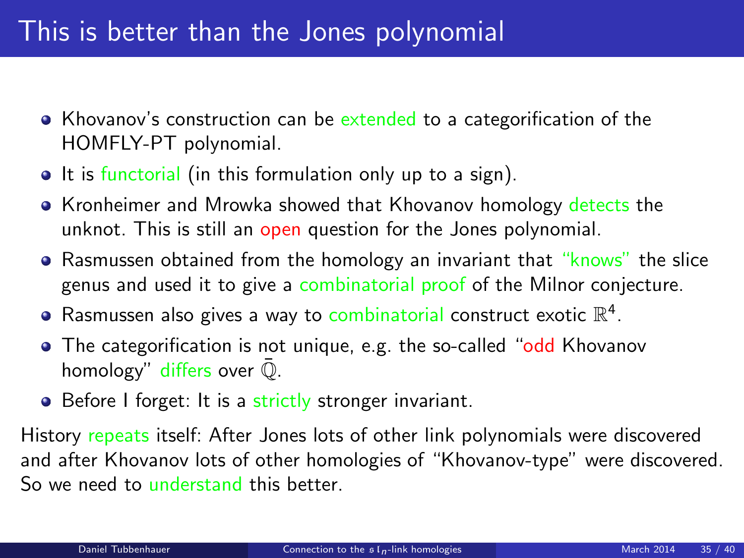# This is better than the Jones polynomial

- Khovanov's construction can be extended to a categorification of the HOMFLY-PT polynomial.
- It is functorial (in this formulation only up to a sign).
- Kronheimer and Mrowka showed that Khovanov homology detects the unknot. This is still an open question for the Jones polynomial.
- Rasmussen obtained from the homology an invariant that "knows" the slice genus and used it to give a combinatorial proof of the Milnor conjecture.
- Rasmussen also gives a way to combinatorial construct exotic $\mathbb{R}^4$.
- The categorification is not unique, e.g. the so-called "odd Khovanov homology" differs over $\bar{\mathbb{Q}}$.
- Before I forget: It is a strictly stronger invariant.

History repeats itself: After Jones lots of other link polynomials were discovered and after Khovanov lots of other homologies of "Khovanov-type" were discovered. So we need to understand this better.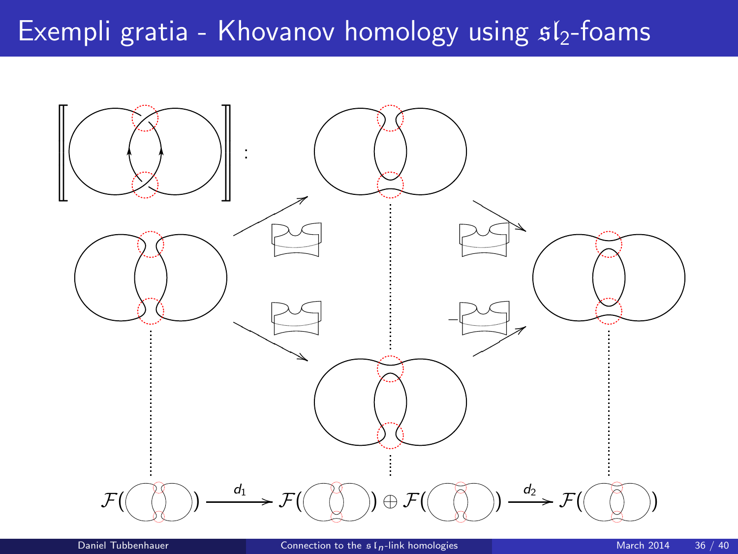# Exempli gratia - Khovanov homology using $\mathfrak{sl}_2$-foams

$$\mathcal{F}(\ ) \xrightarrow{d_1} \mathcal{F}(\ ) \oplus \mathcal{F}(\ ) \xrightarrow{d_2} \mathcal{F}(\ )$$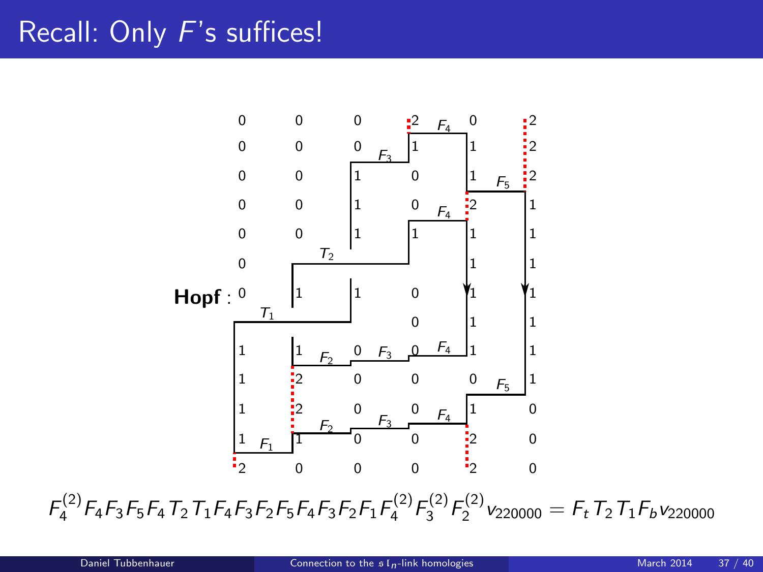# Recall: Only $F$'s suffices!

**Hopf** :

$$F_4^{(2)}F_4F_3F_5F_4T_2T_1F_4F_3F_2F_5F_4F_3F_2F_1F_4^{(2)}F_3^{(2)}F_2^{(2)}v_{220000} = F_tT_2T_1F_bv_{220000}$$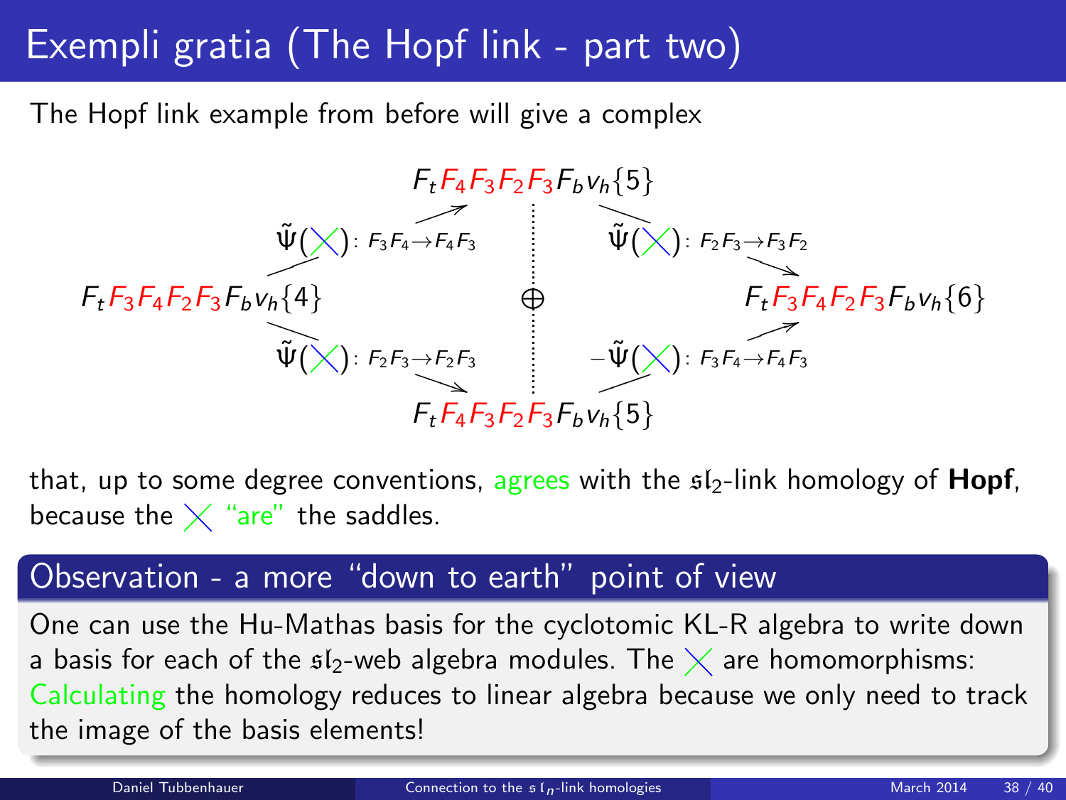# Exempli gratia (The Hopf link - part two)

The Hopf link example from before will give a complex

$$
\begin{array}{ccccc}
 & & F_tF_4F_3F_2F_3F_bv_h\{5\} & & \\
 & \nearrow \tilde{\Psi}(\times): F_3F_4\to F_4F_3 & & \searrow \tilde{\Psi}(\times): F_2F_3\to F_3F_2 & \\
F_tF_3F_4F_2F_3F_bv_h\{4\} & & \oplus & & F_tF_3F_4F_2F_3F_bv_h\{6\} \\
 & \searrow \tilde{\Psi}(\times): F_2F_3\to F_2F_3 & & \nearrow -\tilde{\Psi}(\times): F_3F_4\to F_4F_3 & \\
 & & F_tF_4F_3F_2F_3F_bv_h\{5\} & &
\end{array}
$$

that, up to some degree conventions, agrees with the $\mathfrak{sl}_2$-link homology of **Hopf**, because the $\times$ "are" the saddles.

## Observation - a more "down to earth" point of view

One can use the Hu-Mathas basis for the cyclotomic KL-R algebra to write down a basis for each of the $\mathfrak{sl}_2$-web algebra modules. The $\times$ are homomorphisms: Calculating the homology reduces to linear algebra because we only need to track the image of the basis elements!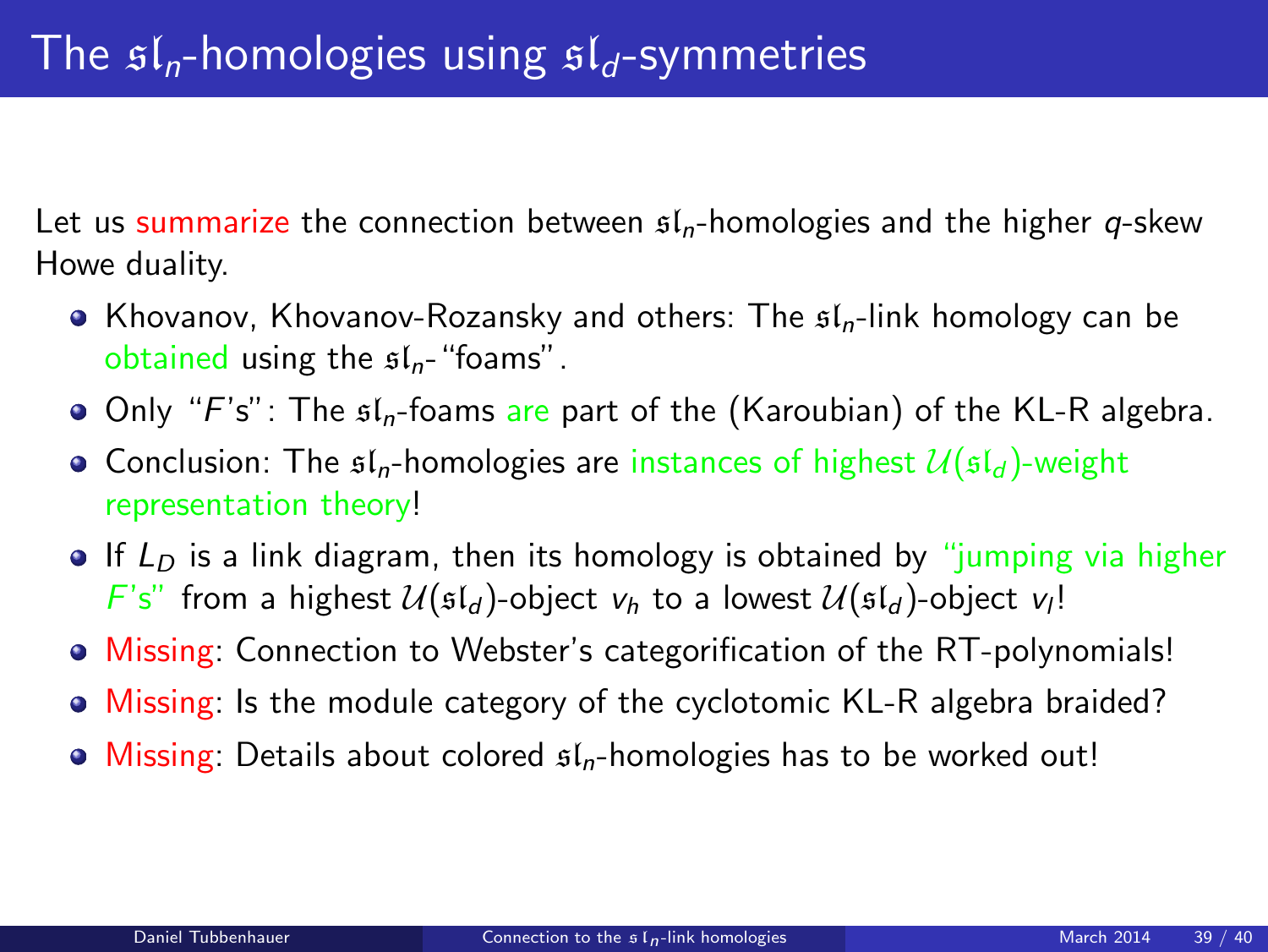# The $\mathfrak{sl}_n$-homologies using $\mathfrak{sl}_d$-symmetries

Let us summarize the connection between $\mathfrak{sl}_n$-homologies and the higher $q$-skew Howe duality.

- Khovanov, Khovanov-Rozansky and others: The $\mathfrak{sl}_n$-link homology can be obtained using the $\mathfrak{sl}_n$-"foams".
- Only "$F$'s": The $\mathfrak{sl}_n$-foams are part of the (Karoubian) of the KL-R algebra.
- Conclusion: The $\mathfrak{sl}_n$-homologies are instances of highest $\mathcal{U}(\mathfrak{sl}_d)$-weight representation theory!
- If $L_D$ is a link diagram, then its homology is obtained by "jumping via higher $F$'s" from a highest $\mathcal{U}(\mathfrak{sl}_d)$-object $v_h$ to a lowest $\mathcal{U}(\mathfrak{sl}_d)$-object $v_l$!
- Missing: Connection to Webster's categorification of the RT-polynomials!
- Missing: Is the module category of the cyclotomic KL-R algebra braided?
- Missing: Details about colored $\mathfrak{sl}_n$-homologies has to be worked out!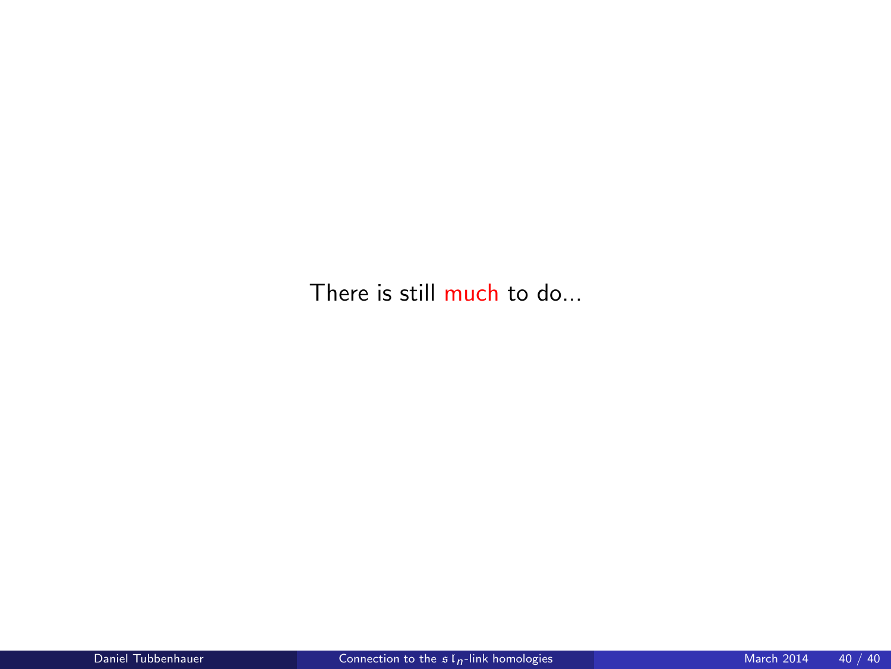There is still much to do...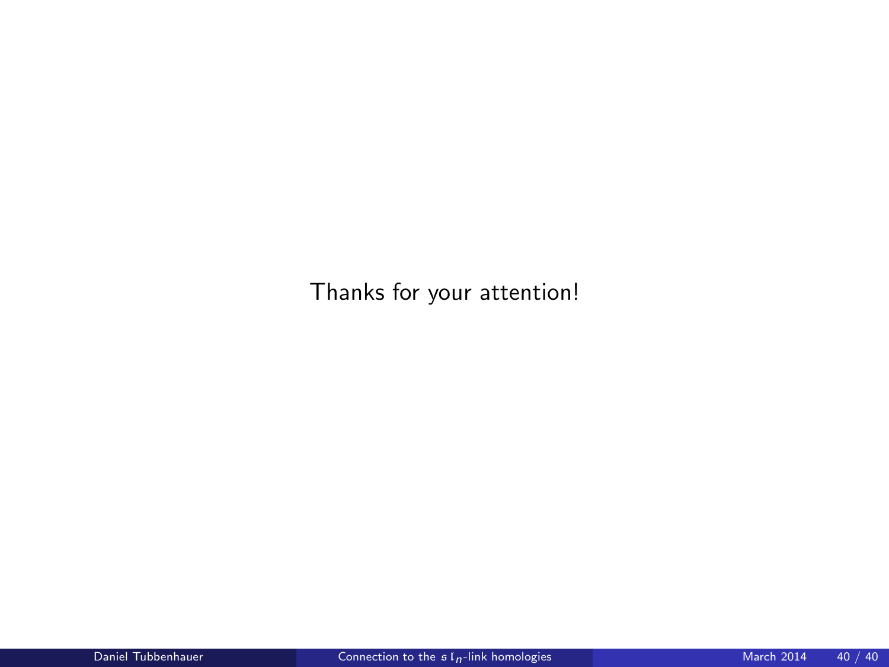Thanks for your attention!